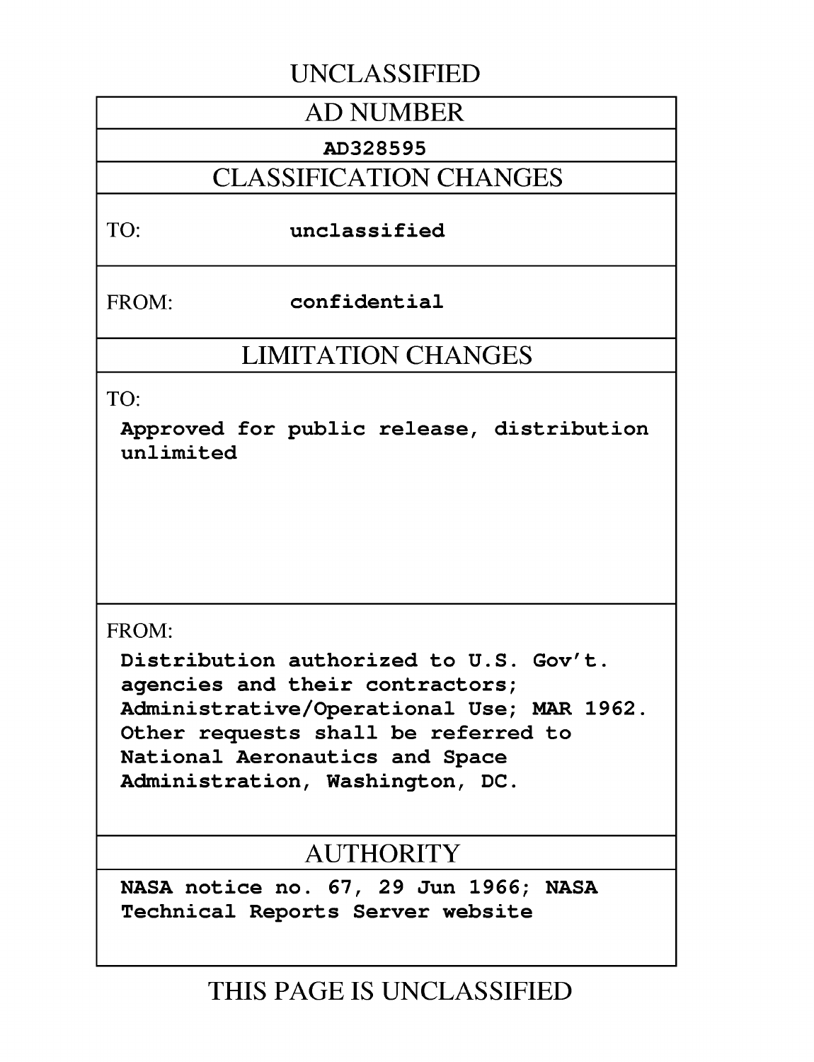UNCLASSIFIED

## AD NUMBER

**AD328595**

## CLASSIFICATION CHANGES

TO: **unclassified**

FROM: **confidential**

## LIMITATION CHANGES

TO:

**Approved for public release, distribution unlimited**

FROM:

**Distribution authorized to U.S. Gov't. agencies and their contractors; Administrative/Operational Use; MAR 1962. Other requests shall be referred to National Aeronautics and Space Administration, Washington, DC.**

## AUTHORITY

**NASA notice no. 67, 29 Jun 1966; NASA Technical Reports Server website**

THIS PAGE IS UNCLASSIFIED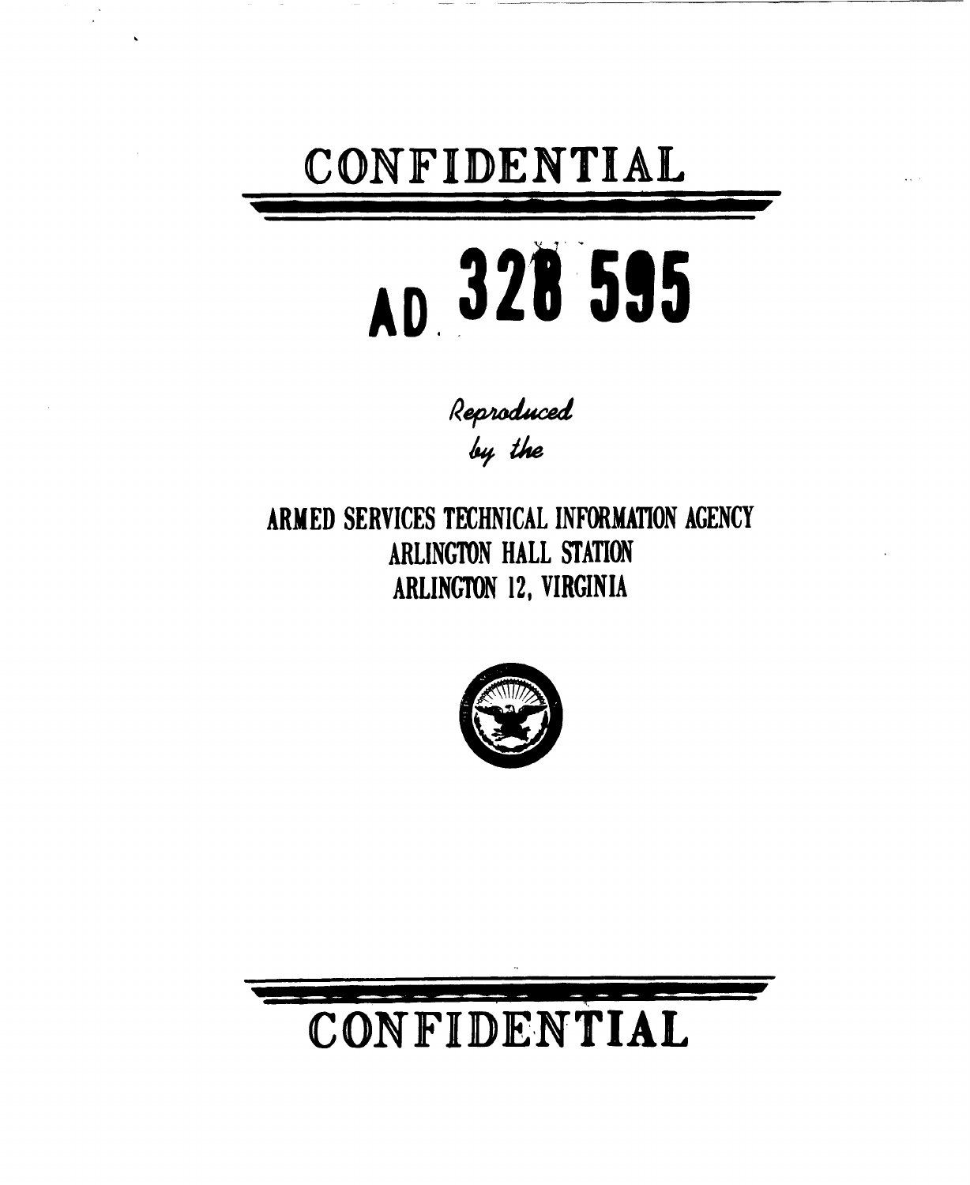CONFIDENTIAL

# AD 328 595

*Reproduced by the*

**ARMED SERVICES TECHNICAL INFORMATION AGENCY**
**ARLINGTON HALL STATION**
**ARLINGTON 12, VIRGINIA**

CONFIDENTIAL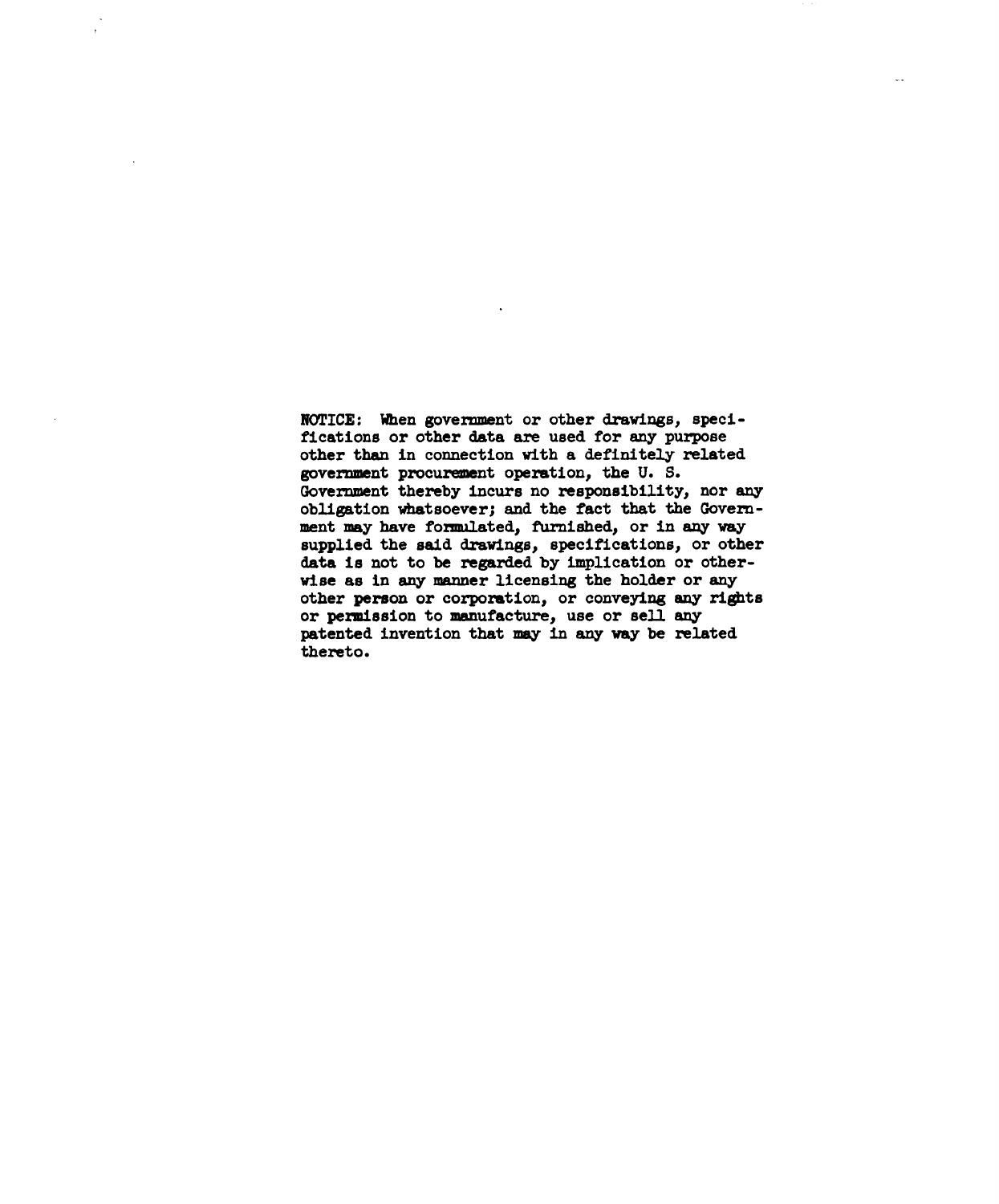NOTICE: When government or other drawings, specifications or other data are used for any purpose other than in connection with a definitely related government procurement operation, the U. S. Government thereby incurs no responsibility, nor any obligation whatsoever; and the fact that the Government may have formulated, furnished, or in any way supplied the said drawings, specifications, or other data is not to be regarded by implication or otherwise as in any manner licensing the holder or any other person or corporation, or conveying any rights or permission to manufacture, use or sell any patented invention that may in any way be related thereto.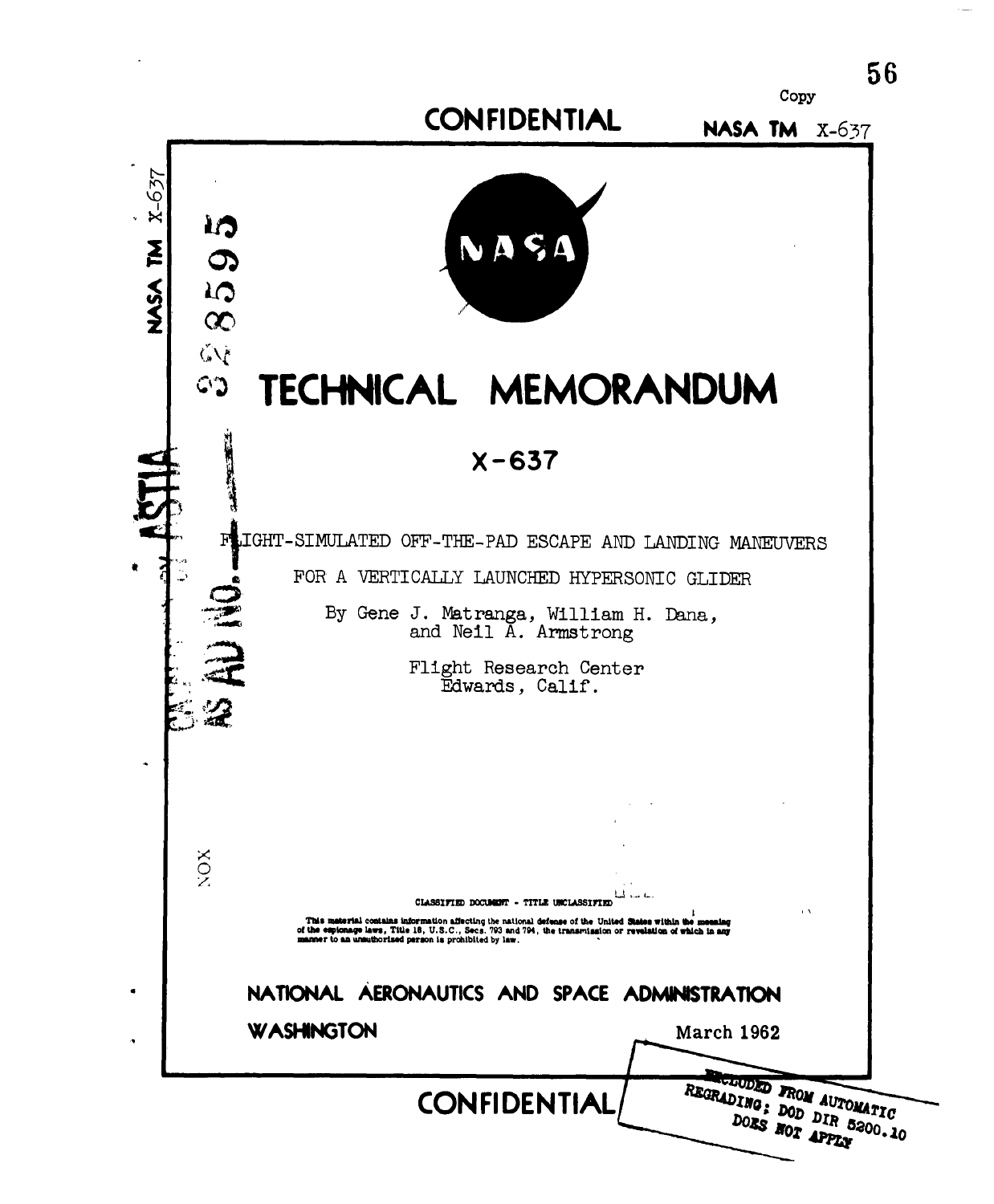Copy

CONFIDENTIAL

NASA TM X-637

# TECHNICAL MEMORANDUM

## X-637

FLIGHT-SIMULATED OFF-THE-PAD ESCAPE AND LANDING MANEUVERS

FOR A VERTICALLY LAUNCHED HYPERSONIC GLIDER

By Gene J. Matranga, William H. Dana, and Neil A. Armstrong

Flight Research Center
Edwards, Calif.

CLASSIFIED DOCUMENT - TITLE UNCLASSIFIED

This material contains information affecting the national defense of the United States within the meaning of the espionage laws, Title 18, U.S.C., Secs. 793 and 794, the transmission or revelation of which in any manner to an unauthorized person is prohibited by law.

NATIONAL AERONAUTICS AND SPACE ADMINISTRATION

WASHINGTON

March 1962

CONFIDENTIAL

EXCLUDED FROM AUTOMATIC REGRADING; DOD DIR 5200.10 DOES NOT APPLY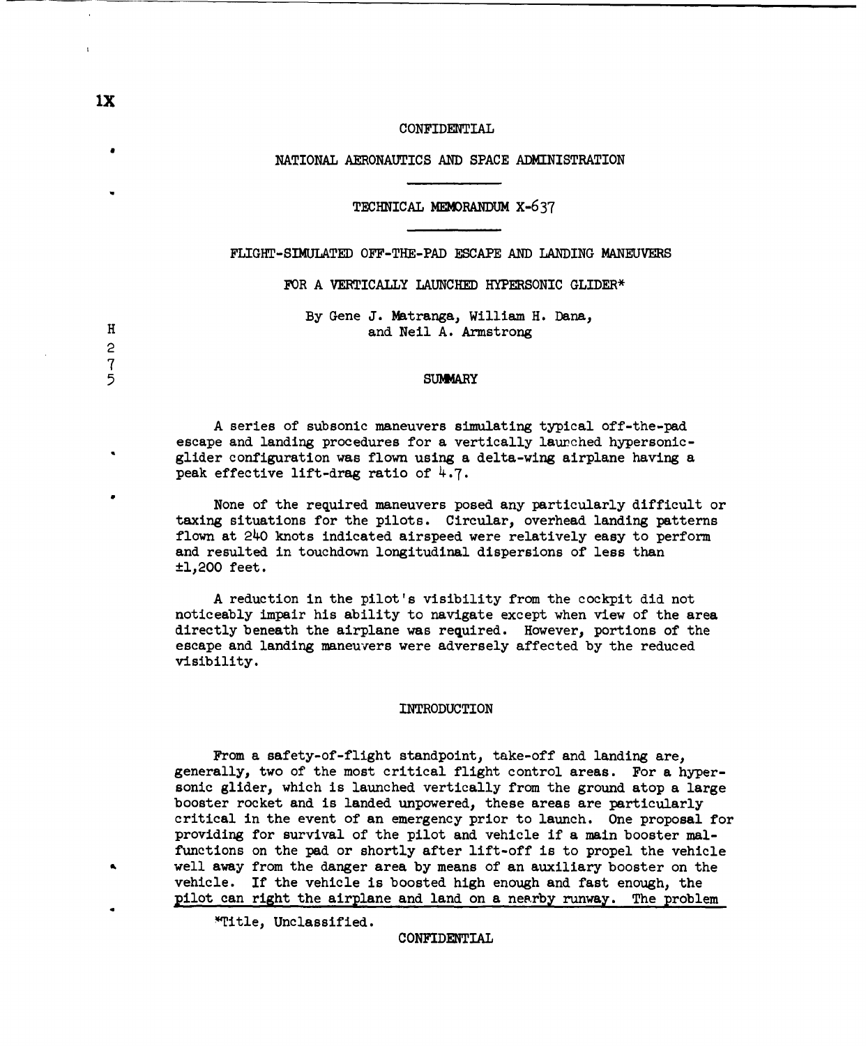CONFIDENTIAL

NATIONAL AERONAUTICS AND SPACE ADMINISTRATION

TECHNICAL MEMORANDUM X-637

# FLIGHT-SIMULATED OFF-THE-PAD ESCAPE AND LANDING MANEUVERS FOR A VERTICALLY LAUNCHED HYPERSONIC GLIDER*

By Gene J. Matranga, William H. Dana, and Neil A. Armstrong

## SUMMARY

A series of subsonic maneuvers simulating typical off-the-pad escape and landing procedures for a vertically launched hypersonic-glider configuration was flown using a delta-wing airplane having a peak effective lift-drag ratio of 4.7.

None of the required maneuvers posed any particularly difficult or taxing situations for the pilots. Circular, overhead landing patterns flown at 240 knots indicated airspeed were relatively easy to perform and resulted in touchdown longitudinal dispersions of less than ±1,200 feet.

A reduction in the pilot's visibility from the cockpit did not noticeably impair his ability to navigate except when view of the area directly beneath the airplane was required. However, portions of the escape and landing maneuvers were adversely affected by the reduced visibility.

## INTRODUCTION

From a safety-of-flight standpoint, take-off and landing are, generally, two of the most critical flight control areas. For a hypersonic glider, which is launched vertically from the ground atop a large booster rocket and is landed unpowered, these areas are particularly critical in the event of an emergency prior to launch. One proposal for providing for survival of the pilot and vehicle if a main booster malfunctions on the pad or shortly after lift-off is to propel the vehicle well away from the danger area by means of an auxiliary booster on the vehicle. If the vehicle is boosted high enough and fast enough, the pilot can right the airplane and land on a nearby runway. The problem

*Title, Unclassified.

CONFIDENTIAL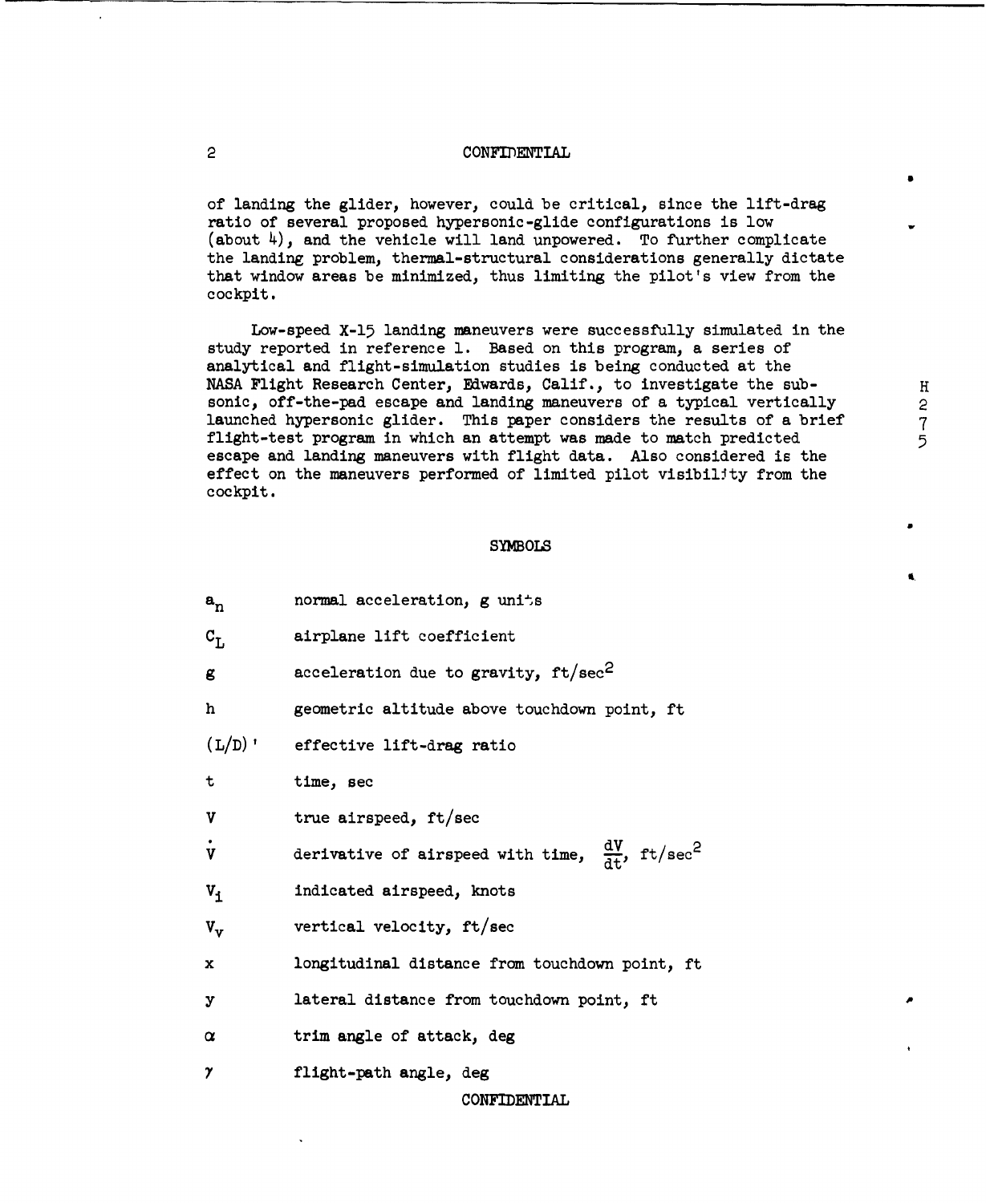of landing the glider, however, could be critical, since the lift-drag ratio of several proposed hypersonic-glide configurations is low (about 4), and the vehicle will land unpowered. To further complicate the landing problem, thermal-structural considerations generally dictate that window areas be minimized, thus limiting the pilot's view from the cockpit.

Low-speed X-15 landing maneuvers were successfully simulated in the study reported in reference 1. Based on this program, a series of analytical and flight-simulation studies is being conducted at the NASA Flight Research Center, Edwards, Calif., to investigate the subsonic, off-the-pad escape and landing maneuvers of a typical vertically launched hypersonic glider. This paper considers the results of a brief flight-test program in which an attempt was made to match predicted escape and landing maneuvers with flight data. Also considered is the effect on the maneuvers performed of limited pilot visibility from the cockpit.

## SYMBOLS

| | |
|---|---|
| $a_n$ | normal acceleration, g units |
| $C_L$ | airplane lift coefficient |
| g | acceleration due to gravity, ft/sec$^2$ |
| h | geometric altitude above touchdown point, ft |
| $(L/D)'$ | effective lift-drag ratio |
| t | time, sec |
| V | true airspeed, ft/sec |
| $\dot{V}$ | derivative of airspeed with time, $\frac{dV}{dt}$, ft/sec$^2$ |
| $V_i$ | indicated airspeed, knots |
| $V_v$ | vertical velocity, ft/sec |
| x | longitudinal distance from touchdown point, ft |
| y | lateral distance from touchdown point, ft |
| $\alpha$ | trim angle of attack, deg |
| $\gamma$ | flight-path angle, deg |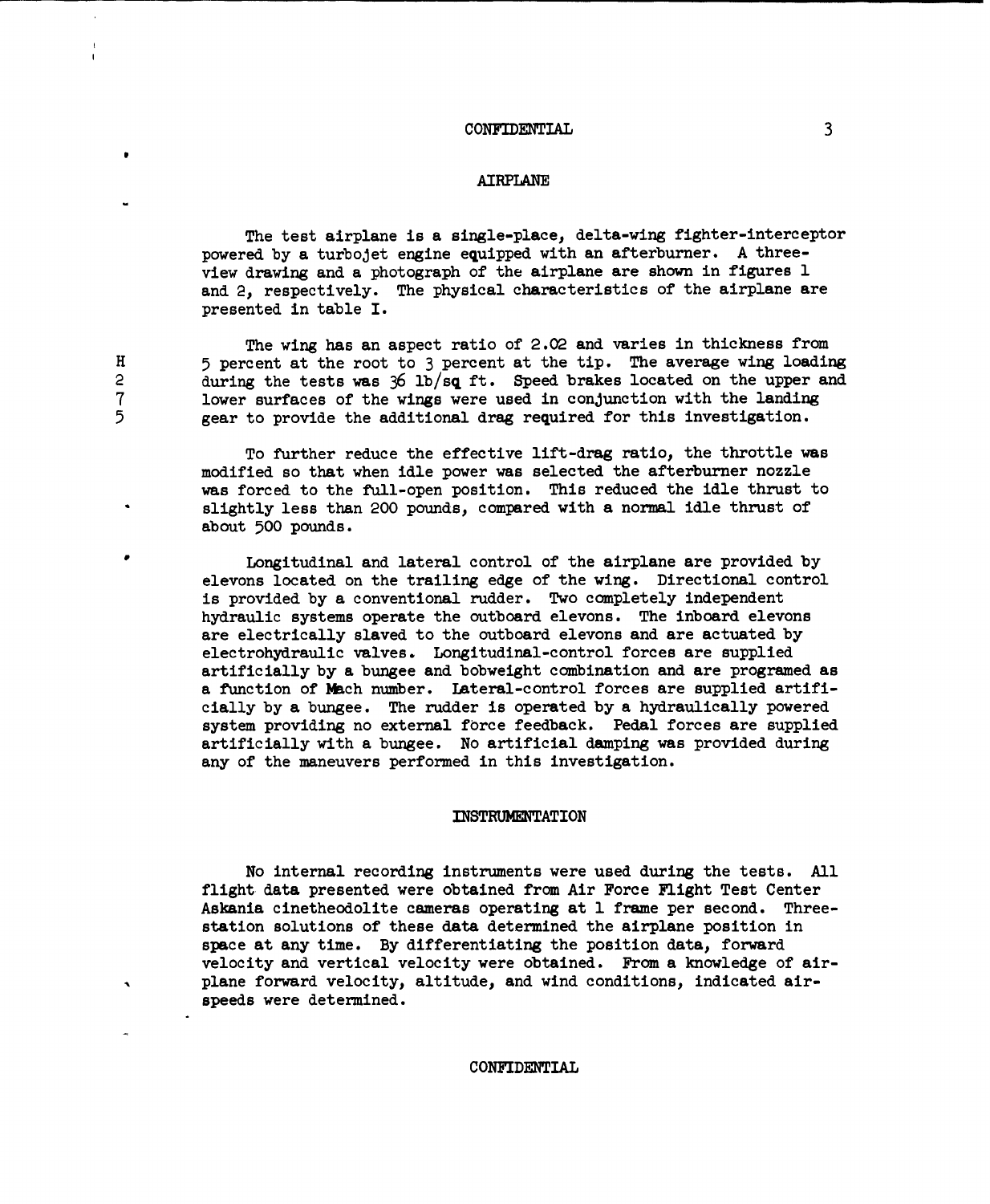## AIRPLANE

The test airplane is a single-place, delta-wing fighter-interceptor powered by a turbojet engine equipped with an afterburner. A three-view drawing and a photograph of the airplane are shown in figures 1 and 2, respectively. The physical characteristics of the airplane are presented in table I.

The wing has an aspect ratio of 2.02 and varies in thickness from 5 percent at the root to 3 percent at the tip. The average wing loading during the tests was 36 lb/sq ft. Speed brakes located on the upper and lower surfaces of the wings were used in conjunction with the landing gear to provide the additional drag required for this investigation.

To further reduce the effective lift-drag ratio, the throttle was modified so that when idle power was selected the afterburner nozzle was forced to the full-open position. This reduced the idle thrust to slightly less than 200 pounds, compared with a normal idle thrust of about 500 pounds.

Longitudinal and lateral control of the airplane are provided by elevons located on the trailing edge of the wing. Directional control is provided by a conventional rudder. Two completely independent hydraulic systems operate the outboard elevons. The inboard elevons are electrically slaved to the outboard elevons and are actuated by electrohydraulic valves. Longitudinal-control forces are supplied artificially by a bungee and bobweight combination and are programed as a function of Mach number. Lateral-control forces are supplied artificially by a bungee. The rudder is operated by a hydraulically powered system providing no external force feedback. Pedal forces are supplied artificially with a bungee. No artificial damping was provided during any of the maneuvers performed in this investigation.

## INSTRUMENTATION

No internal recording instruments were used during the tests. All flight data presented were obtained from Air Force Flight Test Center Askania cinetheodolite cameras operating at 1 frame per second. Three-station solutions of these data determined the airplane position in space at any time. By differentiating the position data, forward velocity and vertical velocity were obtained. From a knowledge of airplane forward velocity, altitude, and wind conditions, indicated airspeeds were determined.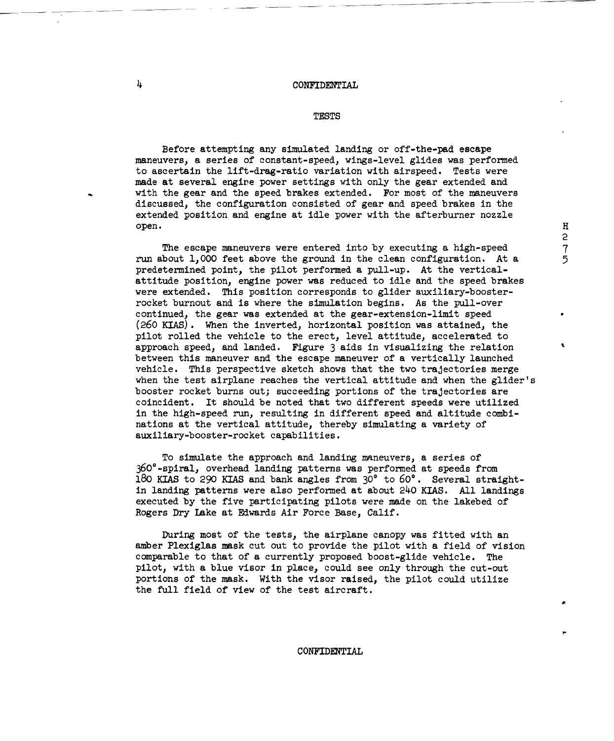## TESTS

Before attempting any simulated landing or off-the-pad escape maneuvers, a series of constant-speed, wings-level glides was performed to ascertain the lift-drag-ratio variation with airspeed. Tests were made at several engine power settings with only the gear extended and with the gear and the speed brakes extended. For most of the maneuvers discussed, the configuration consisted of gear and speed brakes in the extended position and engine at idle power with the afterburner nozzle open.

The escape maneuvers were entered into by executing a high-speed run about 1,000 feet above the ground in the clean configuration. At a predetermined point, the pilot performed a pull-up. At the vertical-attitude position, engine power was reduced to idle and the speed brakes were extended. This position corresponds to glider auxiliary-booster-rocket burnout and is where the simulation begins. As the pull-over continued, the gear was extended at the gear-extension-limit speed (260 KIAS). When the inverted, horizontal position was attained, the pilot rolled the vehicle to the erect, level attitude, accelerated to approach speed, and landed. Figure 3 aids in visualizing the relation between this maneuver and the escape maneuver of a vertically launched vehicle. This perspective sketch shows that the two trajectories merge when the test airplane reaches the vertical attitude and when the glider's booster rocket burns out; succeeding portions of the trajectories are coincident. It should be noted that two different speeds were utilized in the high-speed run, resulting in different speed and altitude combinations at the vertical attitude, thereby simulating a variety of auxiliary-booster-rocket capabilities.

To simulate the approach and landing maneuvers, a series of 360°-spiral, overhead landing patterns was performed at speeds from 180 KIAS to 290 KIAS and bank angles from 30° to 60°. Several straight-in landing patterns were also performed at about 240 KIAS. All landings executed by the five participating pilots were made on the lakebed of Rogers Dry Lake at Edwards Air Force Base, Calif.

During most of the tests, the airplane canopy was fitted with an amber Plexiglas mask cut out to provide the pilot with a field of vision comparable to that of a currently proposed boost-glide vehicle. The pilot, with a blue visor in place, could see only through the cut-out portions of the mask. With the visor raised, the pilot could utilize the full field of view of the test aircraft.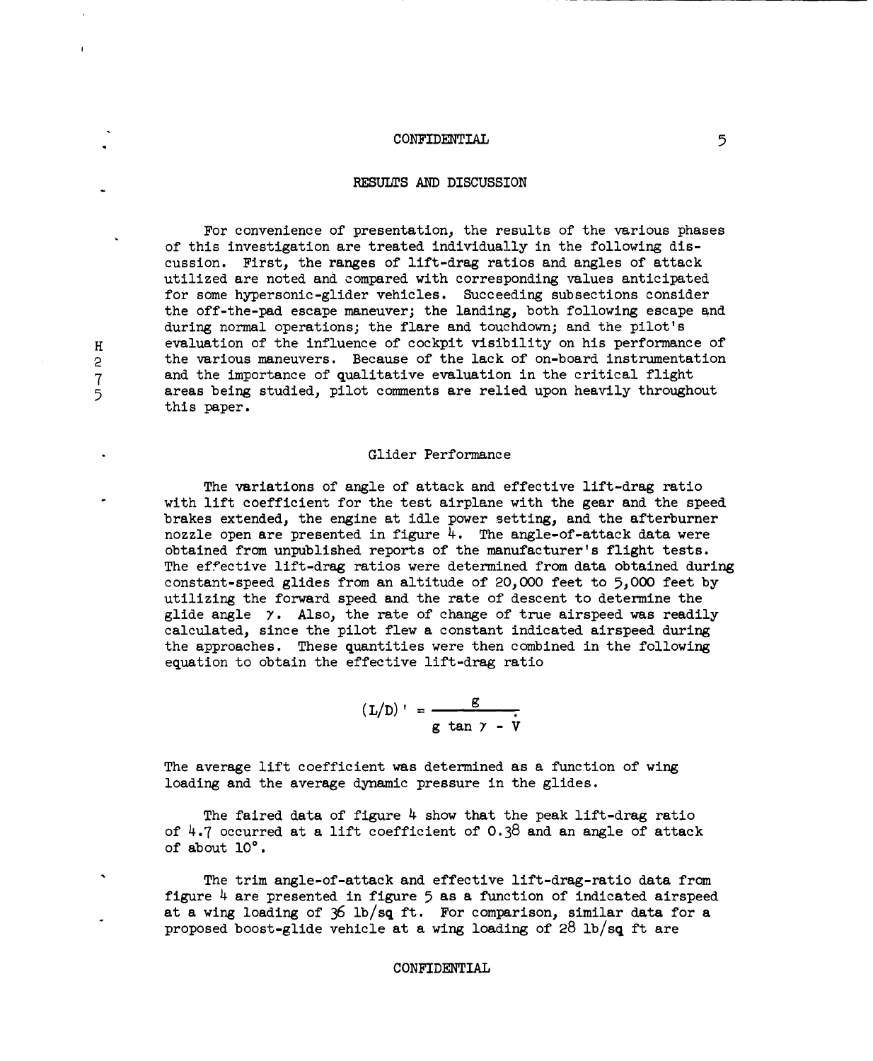## RESULTS AND DISCUSSION

For convenience of presentation, the results of the various phases of this investigation are treated individually in the following discussion. First, the ranges of lift-drag ratios and angles of attack utilized are noted and compared with corresponding values anticipated for some hypersonic-glider vehicles. Succeeding subsections consider the off-the-pad escape maneuver; the landing, both following escape and during normal operations; the flare and touchdown; and the pilot's evaluation of the influence of cockpit visibility on his performance of the various maneuvers. Because of the lack of on-board instrumentation and the importance of qualitative evaluation in the critical flight areas being studied, pilot comments are relied upon heavily throughout this paper.

### Glider Performance

The variations of angle of attack and effective lift-drag ratio with lift coefficient for the test airplane with the gear and the speed brakes extended, the engine at idle power setting, and the afterburner nozzle open are presented in figure 4. The angle-of-attack data were obtained from unpublished reports of the manufacturer's flight tests. The effective lift-drag ratios were determined from data obtained during constant-speed glides from an altitude of 20,000 feet to 5,000 feet by utilizing the forward speed and the rate of descent to determine the glide angle $\gamma$. Also, the rate of change of true airspeed was readily calculated, since the pilot flew a constant indicated airspeed during the approaches. These quantities were then combined in the following equation to obtain the effective lift-drag ratio

$$(L/D)' = \frac{g}{g \tan \gamma - \dot{V}}$$

The average lift coefficient was determined as a function of wing loading and the average dynamic pressure in the glides.

The faired data of figure 4 show that the peak lift-drag ratio of 4.7 occurred at a lift coefficient of 0.38 and an angle of attack of about 10°.

The trim angle-of-attack and effective lift-drag-ratio data from figure 4 are presented in figure 5 as a function of indicated airspeed at a wing loading of 36 lb/sq ft. For comparison, similar data for a proposed boost-glide vehicle at a wing loading of 28 lb/sq ft are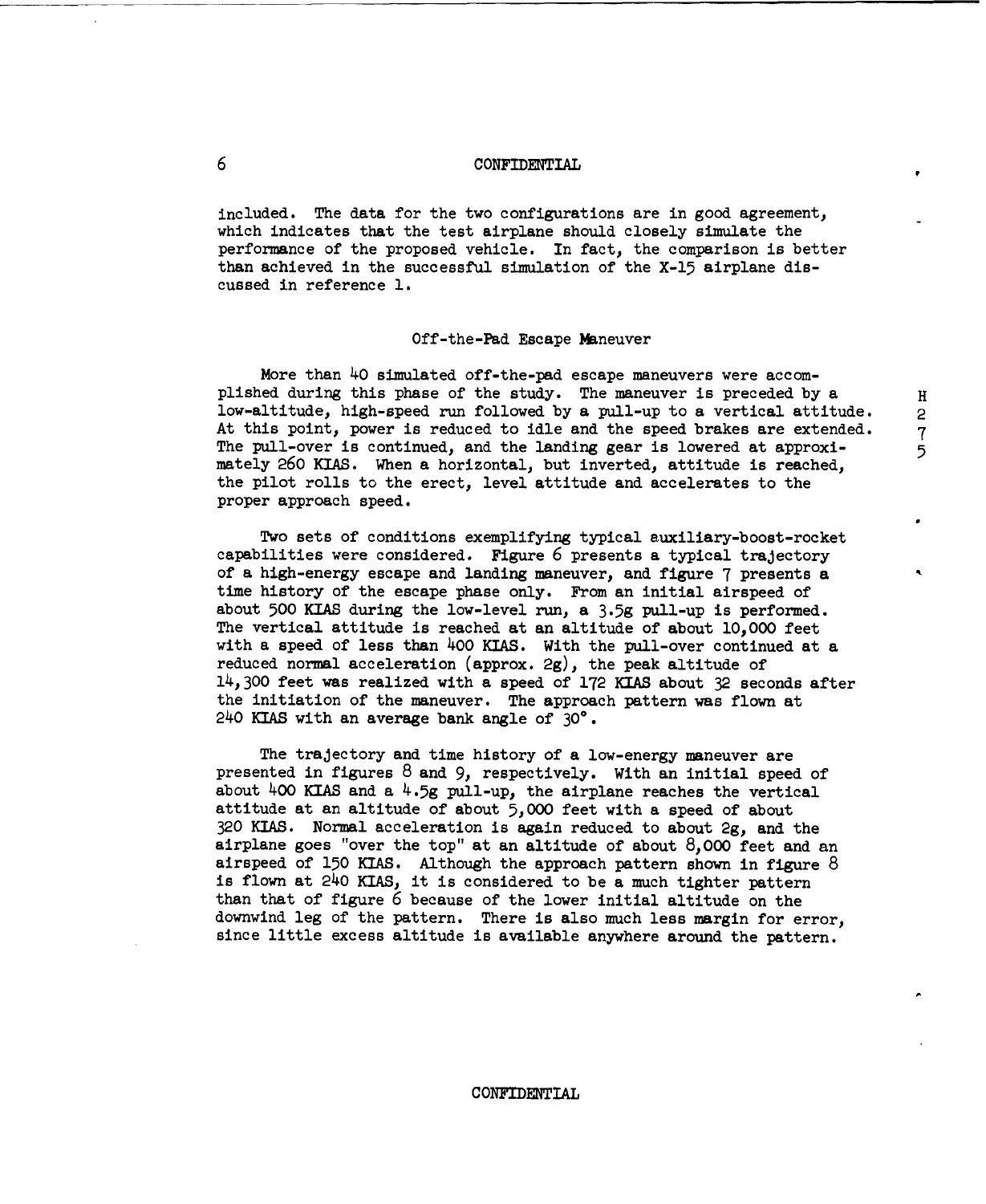included. The data for the two configurations are in good agreement, which indicates that the test airplane should closely simulate the performance of the proposed vehicle. In fact, the comparison is better than achieved in the successful simulation of the X-15 airplane discussed in reference 1.

### Off-the-Pad Escape Maneuver

More than 40 simulated off-the-pad escape maneuvers were accomplished during this phase of the study. The maneuver is preceded by a low-altitude, high-speed run followed by a pull-up to a vertical attitude. At this point, power is reduced to idle and the speed brakes are extended. The pull-over is continued, and the landing gear is lowered at approximately 260 KIAS. When a horizontal, but inverted, attitude is reached, the pilot rolls to the erect, level attitude and accelerates to the proper approach speed.

Two sets of conditions exemplifying typical auxiliary-boost-rocket capabilities were considered. Figure 6 presents a typical trajectory of a high-energy escape and landing maneuver, and figure 7 presents a time history of the escape phase only. From an initial airspeed of about 500 KIAS during the low-level run, a 3.5g pull-up is performed. The vertical attitude is reached at an altitude of about 10,000 feet with a speed of less than 400 KIAS. With the pull-over continued at a reduced normal acceleration (approx. 2g), the peak altitude of 14,300 feet was realized with a speed of 172 KIAS about 32 seconds after the initiation of the maneuver. The approach pattern was flown at 240 KIAS with an average bank angle of 30°.

The trajectory and time history of a low-energy maneuver are presented in figures 8 and 9, respectively. With an initial speed of about 400 KIAS and a 4.5g pull-up, the airplane reaches the vertical attitude at an altitude of about 5,000 feet with a speed of about 320 KIAS. Normal acceleration is again reduced to about 2g, and the airplane goes "over the top" at an altitude of about 8,000 feet and an airspeed of 150 KIAS. Although the approach pattern shown in figure 8 is flown at 240 KIAS, it is considered to be a much tighter pattern than that of figure 6 because of the lower initial altitude on the downwind leg of the pattern. There is also much less margin for error, since little excess altitude is available anywhere around the pattern.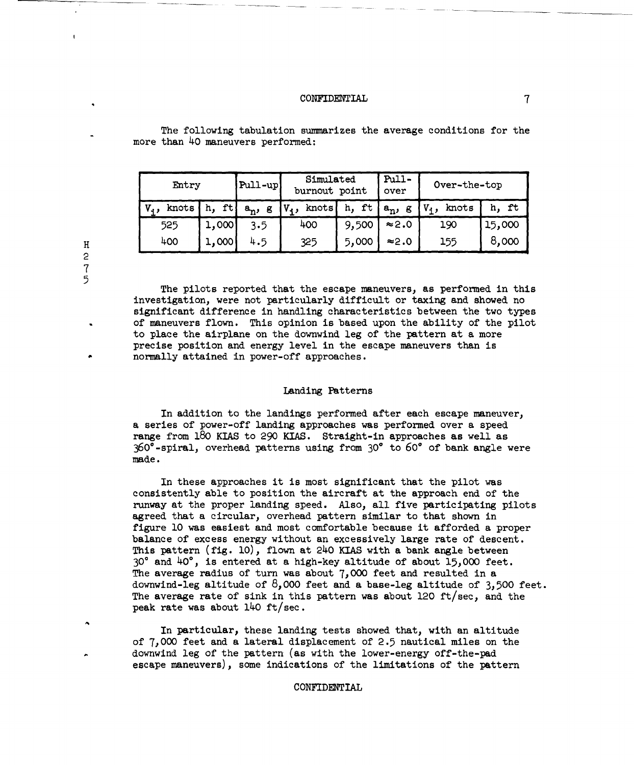The following tabulation summarizes the average conditions for the more than 40 maneuvers performed:

| Entry | | Pull-up | Simulated burnout point | | Pull-over | Over-the-top | |
|---|---|---|---|---|---|---|---|
| $V_i$, knots | h, ft | $a_n$, g | $V_i$, knots | h, ft | $a_n$, g | $V_i$, knots | h, ft |
| 525 | 1,000 | 3.5 | 400 | 9,500 | ≈2.0 | 190 | 15,000 |
| 400 | 1,000 | 4.5 | 325 | 5,000 | ≈2.0 | 155 | 8,000 |

The pilots reported that the escape maneuvers, as performed in this investigation, were not particularly difficult or taxing and showed no significant difference in handling characteristics between the two types of maneuvers flown. This opinion is based upon the ability of the pilot to place the airplane on the downwind leg of the pattern at a more precise position and energy level in the escape maneuvers than is normally attained in power-off approaches.

## Landing Patterns

In addition to the landings performed after each escape maneuver, a series of power-off landing approaches was performed over a speed range from 180 KIAS to 290 KIAS. Straight-in approaches as well as 360°-spiral, overhead patterns using from 30° to 60° of bank angle were made.

In these approaches it is most significant that the pilot was consistently able to position the aircraft at the approach end of the runway at the proper landing speed. Also, all five participating pilots agreed that a circular, overhead pattern similar to that shown in figure 10 was easiest and most comfortable because it afforded a proper balance of excess energy without an excessively large rate of descent. This pattern (fig. 10), flown at 240 KIAS with a bank angle between 30° and 40°, is entered at a high-key altitude of about 15,000 feet. The average radius of turn was about 7,000 feet and resulted in a downwind-leg altitude of 8,000 feet and a base-leg altitude of 3,500 feet. The average rate of sink in this pattern was about 120 ft/sec, and the peak rate was about 140 ft/sec.

In particular, these landing tests showed that, with an altitude of 7,000 feet and a lateral displacement of 2.5 nautical miles on the downwind leg of the pattern (as with the lower-energy off-the-pad escape maneuvers), some indications of the limitations of the pattern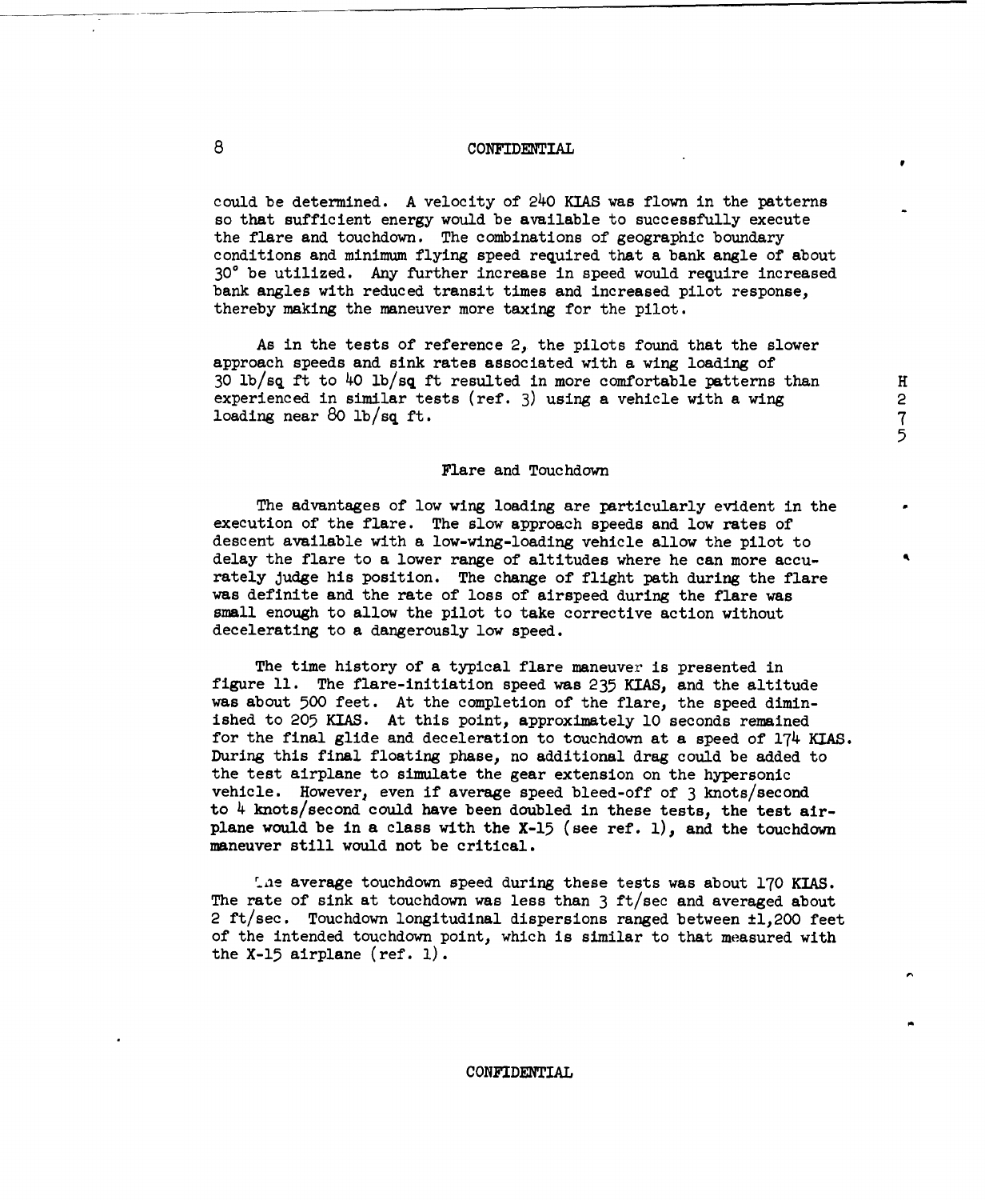could be determined. A velocity of 240 KIAS was flown in the patterns so that sufficient energy would be available to successfully execute the flare and touchdown. The combinations of geographic boundary conditions and minimum flying speed required that a bank angle of about 30° be utilized. Any further increase in speed would require increased bank angles with reduced transit times and increased pilot response, thereby making the maneuver more taxing for the pilot.

As in the tests of reference 2, the pilots found that the slower approach speeds and sink rates associated with a wing loading of 30 lb/sq ft to 40 lb/sq ft resulted in more comfortable patterns than experienced in similar tests (ref. 3) using a vehicle with a wing loading near 80 lb/sq ft.

### Flare and Touchdown

The advantages of low wing loading are particularly evident in the execution of the flare. The slow approach speeds and low rates of descent available with a low-wing-loading vehicle allow the pilot to delay the flare to a lower range of altitudes where he can more accurately judge his position. The change of flight path during the flare was definite and the rate of loss of airspeed during the flare was small enough to allow the pilot to take corrective action without decelerating to a dangerously low speed.

The time history of a typical flare maneuver is presented in figure 11. The flare-initiation speed was 235 KIAS, and the altitude was about 500 feet. At the completion of the flare, the speed diminished to 205 KIAS. At this point, approximately 10 seconds remained for the final glide and deceleration to touchdown at a speed of 174 KIAS. During this final floating phase, no additional drag could be added to the test airplane to simulate the gear extension on the hypersonic vehicle. However, even if average speed bleed-off of 3 knots/second to 4 knots/second could have been doubled in these tests, the test airplane would be in a class with the X-15 (see ref. 1), and the touchdown maneuver still would not be critical.

The average touchdown speed during these tests was about 170 KIAS. The rate of sink at touchdown was less than 3 ft/sec and averaged about 2 ft/sec. Touchdown longitudinal dispersions ranged between ±1,200 feet of the intended touchdown point, which is similar to that measured with the X-15 airplane (ref. 1).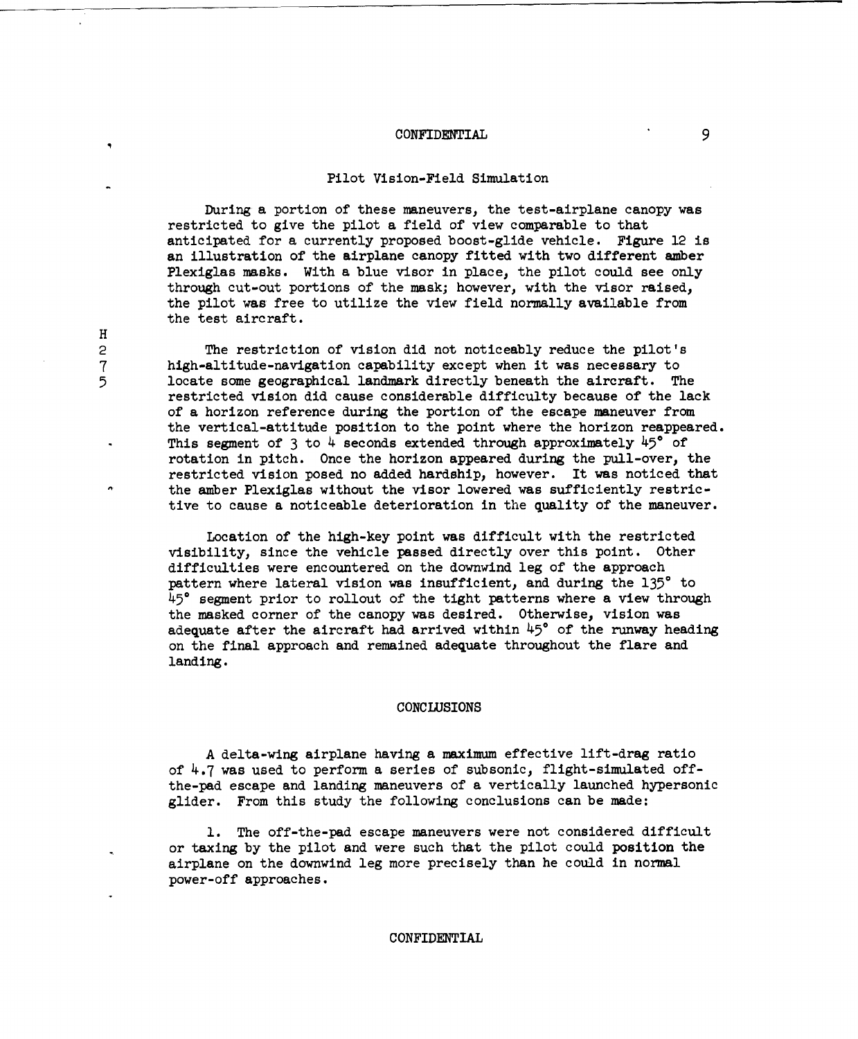## Pilot Vision-Field Simulation

During a portion of these maneuvers, the test-airplane canopy was restricted to give the pilot a field of view comparable to that anticipated for a currently proposed boost-glide vehicle. Figure 12 is an illustration of the airplane canopy fitted with two different amber Plexiglas masks. With a blue visor in place, the pilot could see only through cut-out portions of the mask; however, with the visor raised, the pilot was free to utilize the view field normally available from the test aircraft.

The restriction of vision did not noticeably reduce the pilot's high-altitude-navigation capability except when it was necessary to locate some geographical landmark directly beneath the aircraft. The restricted vision did cause considerable difficulty because of the lack of a horizon reference during the portion of the escape maneuver from the vertical-attitude position to the point where the horizon reappeared. This segment of 3 to 4 seconds extended through approximately 45° of rotation in pitch. Once the horizon appeared during the pull-over, the restricted vision posed no added hardship, however. It was noticed that the amber Plexiglas without the visor lowered was sufficiently restrictive to cause a noticeable deterioration in the quality of the maneuver.

Location of the high-key point was difficult with the restricted visibility, since the vehicle passed directly over this point. Other difficulties were encountered on the downwind leg of the approach pattern where lateral vision was insufficient, and during the 135° to 45° segment prior to rollout of the tight patterns where a view through the masked corner of the canopy was desired. Otherwise, vision was adequate after the aircraft had arrived within 45° of the runway heading on the final approach and remained adequate throughout the flare and landing.

## CONCLUSIONS

A delta-wing airplane having a maximum effective lift-drag ratio of 4.7 was used to perform a series of subsonic, flight-simulated off-the-pad escape and landing maneuvers of a vertically launched hypersonic glider. From this study the following conclusions can be made:

1. The off-the-pad escape maneuvers were not considered difficult or taxing by the pilot and were such that the pilot could position the airplane on the downwind leg more precisely than he could in normal power-off approaches.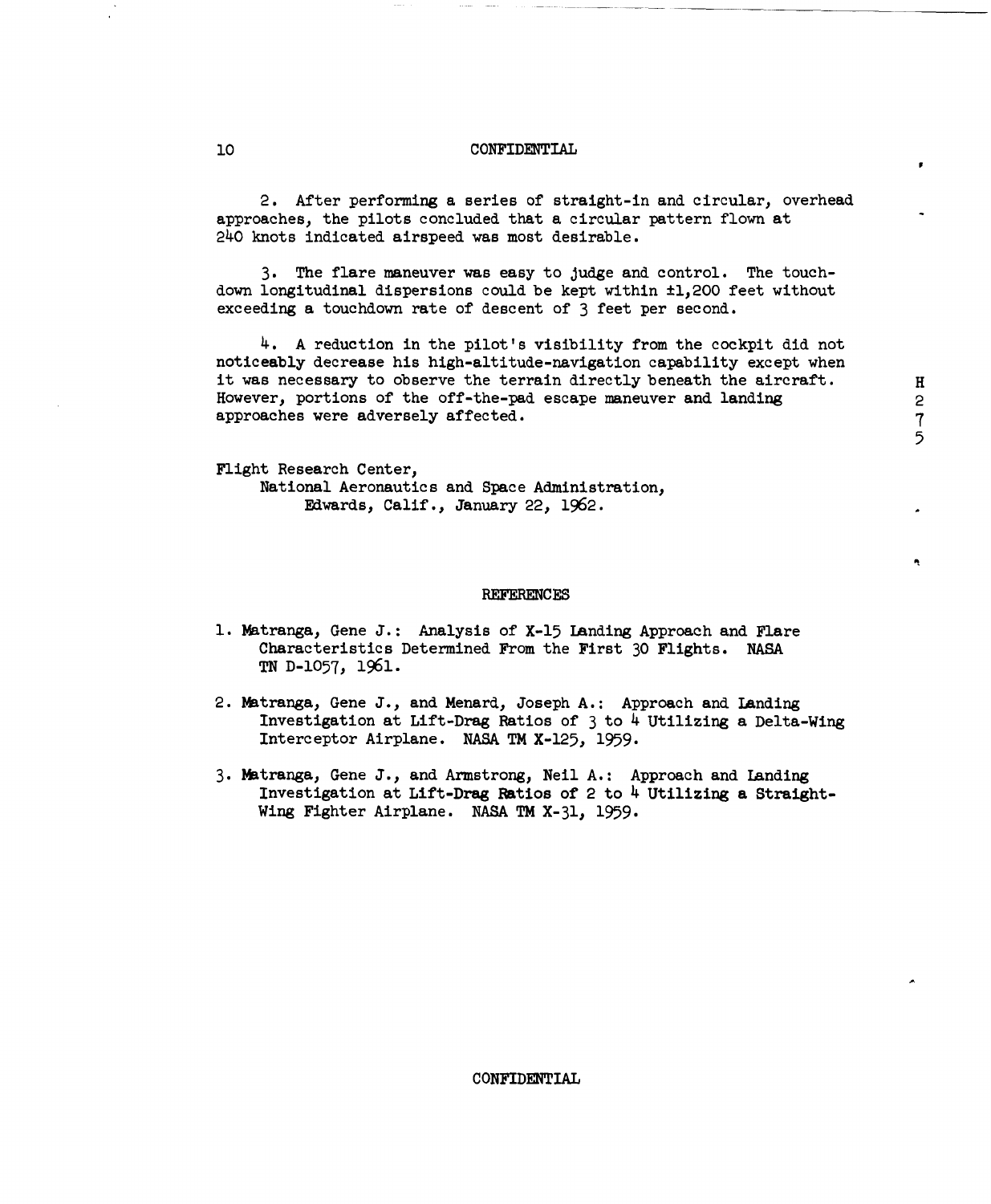2. After performing a series of straight-in and circular, overhead approaches, the pilots concluded that a circular pattern flown at 240 knots indicated airspeed was most desirable.

3. The flare maneuver was easy to judge and control. The touchdown longitudinal dispersions could be kept within ±1,200 feet without exceeding a touchdown rate of descent of 3 feet per second.

4. A reduction in the pilot's visibility from the cockpit did not noticeably decrease his high-altitude-navigation capability except when it was necessary to observe the terrain directly beneath the aircraft. However, portions of the off-the-pad escape maneuver and landing approaches were adversely affected.

Flight Research Center,
National Aeronautics and Space Administration,
Edwards, Calif., January 22, 1962.

## REFERENCES

1. Matranga, Gene J.: Analysis of X-15 Landing Approach and Flare Characteristics Determined From the First 30 Flights. NASA TN D-1057, 1961.

2. Matranga, Gene J., and Menard, Joseph A.: Approach and Landing Investigation at Lift-Drag Ratios of 3 to 4 Utilizing a Delta-Wing Interceptor Airplane. NASA TM X-125, 1959.

3. Matranga, Gene J., and Armstrong, Neil A.: Approach and Landing Investigation at Lift-Drag Ratios of 2 to 4 Utilizing a Straight-Wing Fighter Airplane. NASA TM X-31, 1959.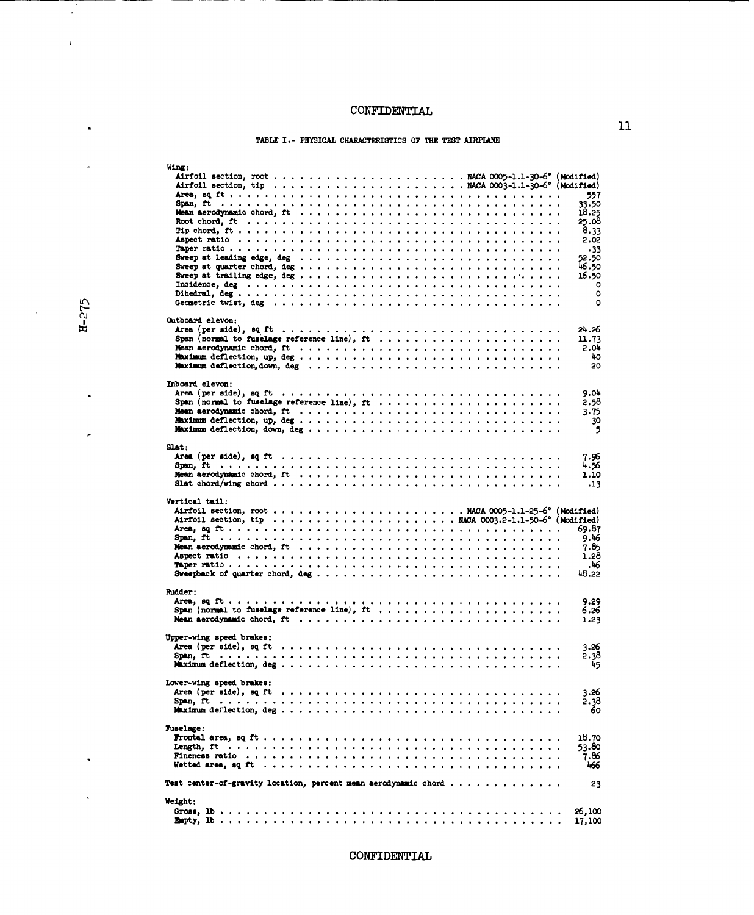CONFIDENTIAL

TABLE I.- PHYSICAL CHARACTERISTICS OF THE TEST AIRPLANE

| | |
|---|---|
| **Wing:** | |
| Airfoil section, root | NACA 0005-1.1-30-6° (Modified) |
| Airfoil section, tip | NACA 0003-1.1-30-6° (Modified) |
| Area, sq ft | 557 |
| Span, ft | 33.50 |
| Mean aerodynamic chord, ft | 18.25 |
| Root chord, ft | 25.08 |
| Tip chord, ft | 8.33 |
| Aspect ratio | 2.02 |
| Taper ratio | .33 |
| Sweep at leading edge, deg | 52.50 |
| Sweep at quarter chord, deg | 46.50 |
| Sweep at trailing edge, deg | 16.50 |
| Incidence, deg | 0 |
| Dihedral, deg | 0 |
| Geometric twist, deg | 0 |
| **Outboard elevon:** | |
| Area (per side), sq ft | 24.26 |
| Span (normal to fuselage reference line), ft | 11.73 |
| Mean aerodynamic chord, ft | 2.04 |
| Maximum deflection, up, deg | 40 |
| Maximum deflection, down, deg | 20 |
| **Inboard elevon:** | |
| Area (per side), sq ft | 9.04 |
| Span (normal to fuselage reference line), ft | 2.58 |
| Mean aerodynamic chord, ft | 3.75 |
| Maximum deflection, up, deg | 30 |
| Maximum deflection, down, deg | 5 |
| **Slat:** | |
| Area (per side), sq ft | 7.96 |
| Span, ft | 4.56 |
| Mean aerodynamic chord, ft | 1.10 |
| Slat chord/wing chord | .13 |
| **Vertical tail:** | |
| Airfoil section, root | NACA 0005-1.1-25-6° (Modified) |
| Airfoil section, tip | NACA 0003.2-1.1-50-6° (Modified) |
| Area, sq ft | 69.87 |
| Span, ft | 9.46 |
| Mean aerodynamic chord, ft | 7.85 |
| Aspect ratio | 1.28 |
| Taper ratio | .46 |
| Sweepback of quarter chord, deg | 48.22 |
| **Rudder:** | |
| Area, sq ft | 9.29 |
| Span (normal to fuselage reference line), ft | 6.26 |
| Mean aerodynamic chord, ft | 1.23 |
| **Upper-wing speed brakes:** | |
| Area (per side), sq ft | 3.26 |
| Span, ft | 2.38 |
| Maximum deflection, deg | 45 |
| **Lower-wing speed brakes:** | |
| Area (per side), sq ft | 3.26 |
| Span, ft | 2.38 |
| Maximum deflection, deg | 60 |
| **Fuselage:** | |
| Frontal area, sq ft | 18.70 |
| Length, ft | 53.80 |
| Fineness ratio | 7.86 |
| Wetted area, sq ft | 466 |
| Test center-of-gravity location, percent mean aerodynamic chord | 23 |
| **Weight:** | |
| Gross, lb | 26,100 |
| Empty, lb | 17,100 |

CONFIDENTIAL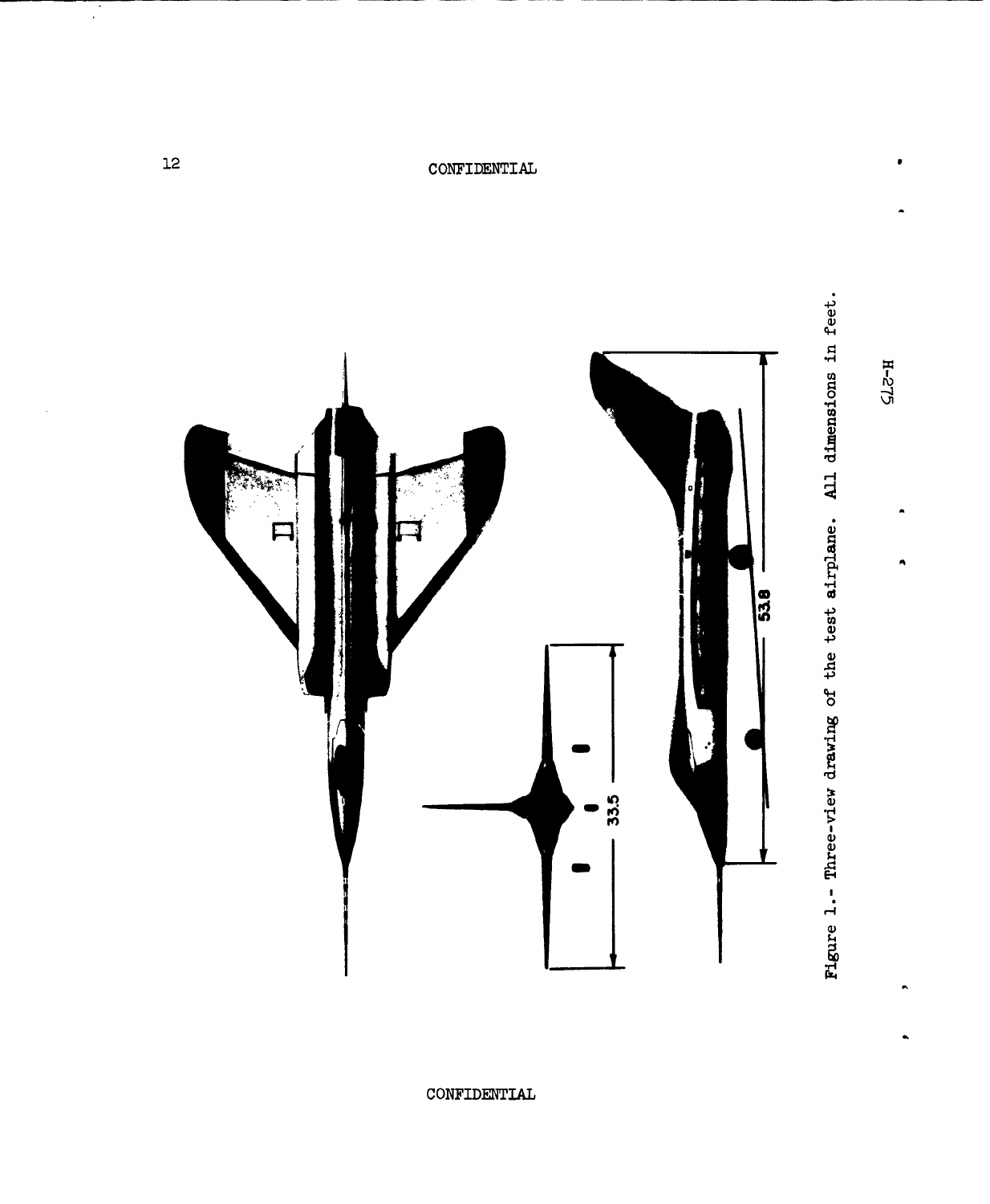Figure 1.- Three-view drawing of the test airplane. All dimensions in feet.

H-275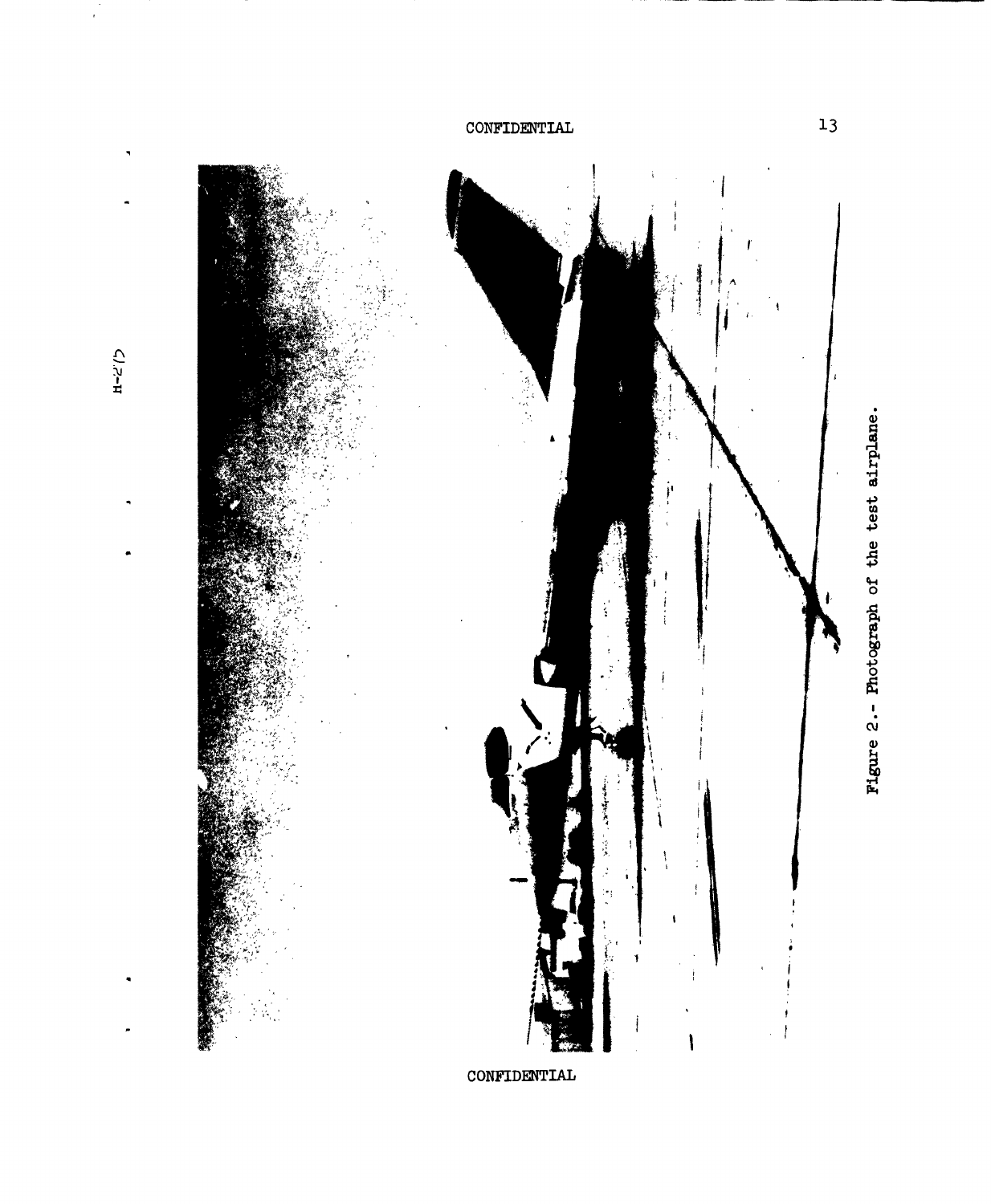Figure 2.- Photograph of the test airplane.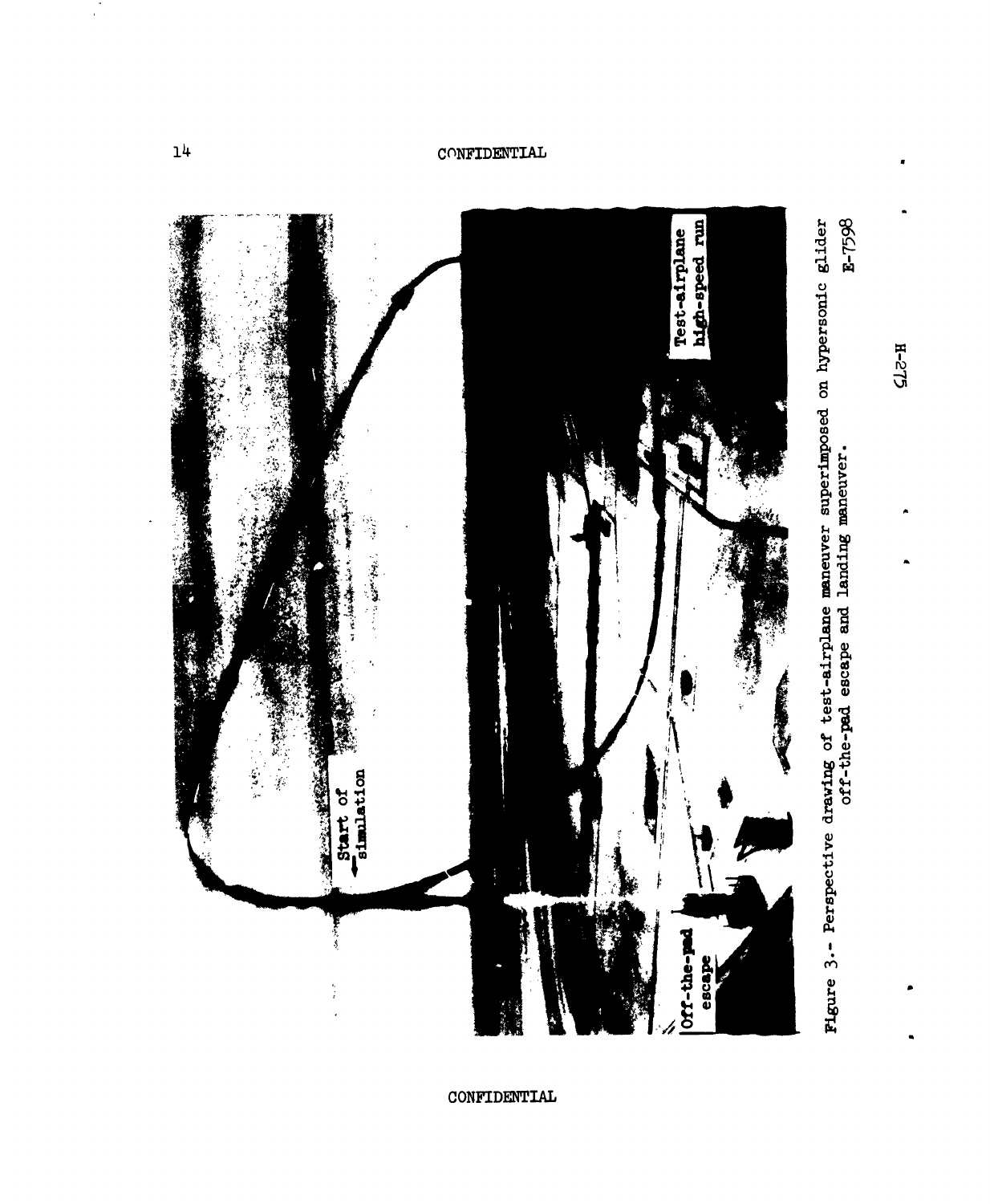Start of simulation

Test-airplane high-speed run

Off-the-pad escape

Figure 3.- Perspective drawing of test-airplane maneuver superimposed on hypersonic glider off-the-pad escape and landing maneuver.

E-7598

H-275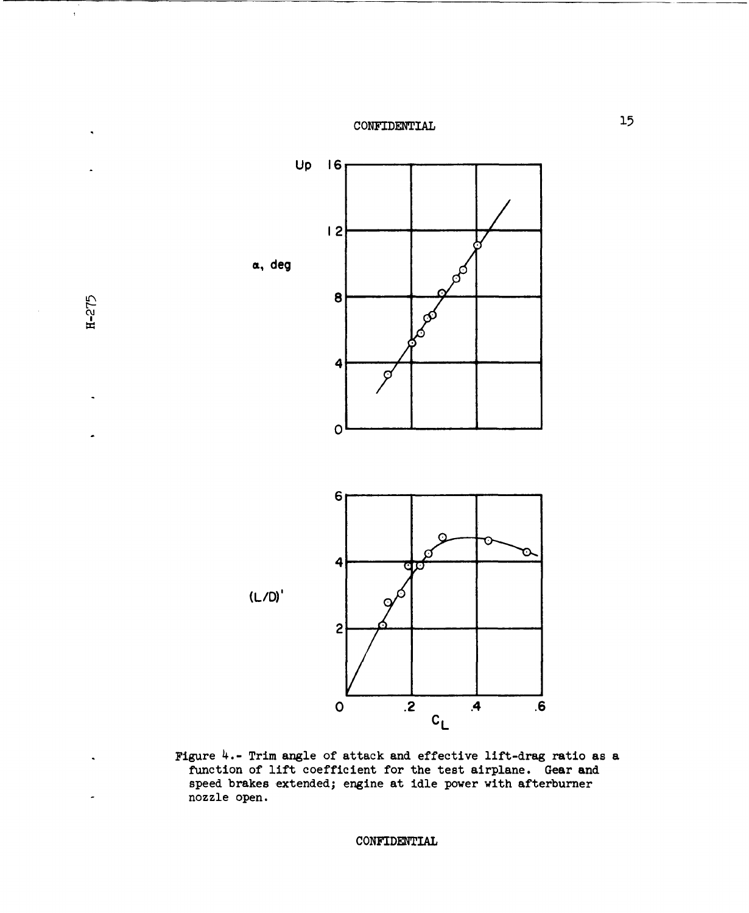Figure 4.- Trim angle of attack and effective lift-drag ratio as a function of lift coefficient for the test airplane. Gear and speed brakes extended; engine at idle power with afterburner nozzle open.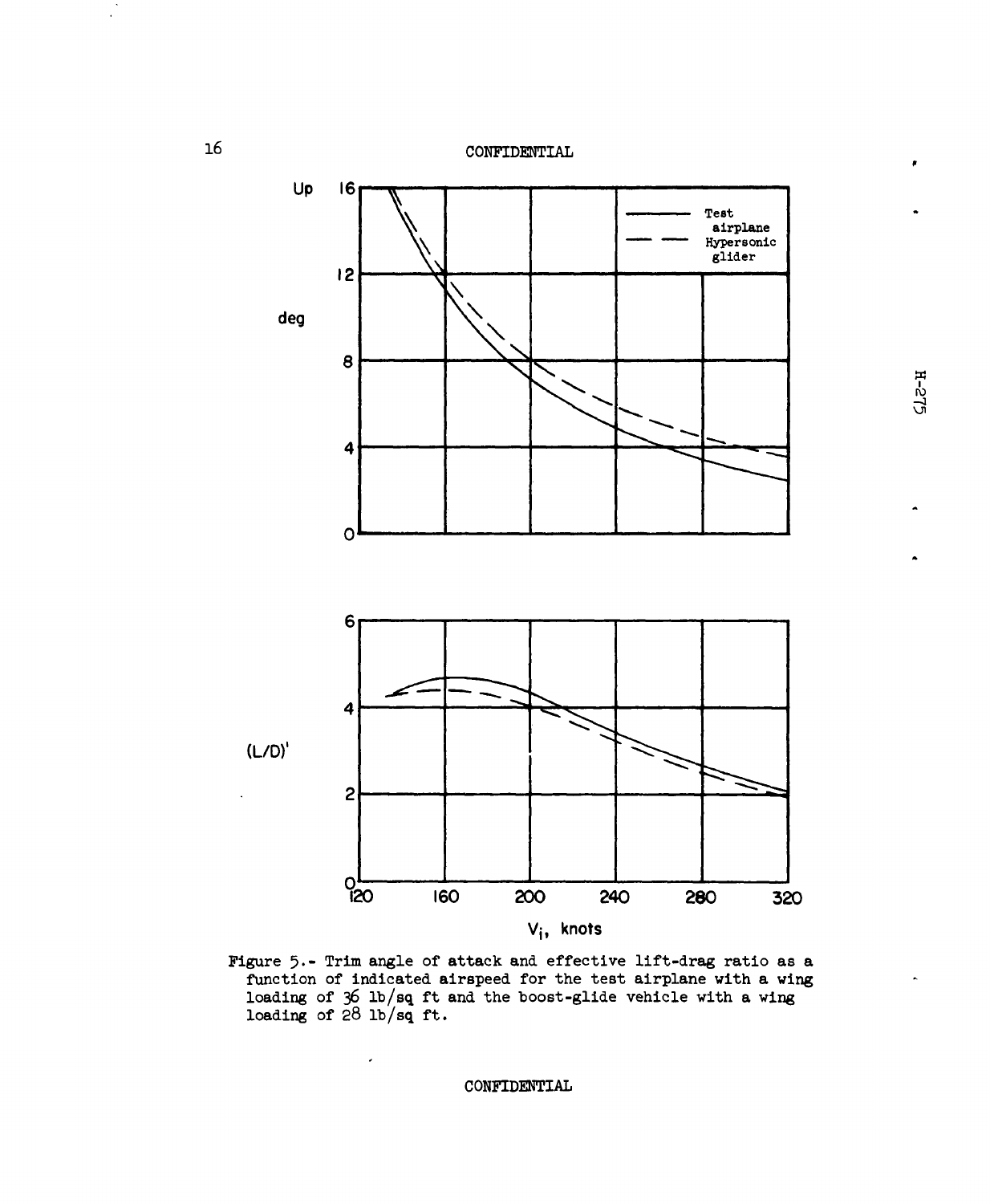Figure 5.- Trim angle of attack and effective lift-drag ratio as a function of indicated airspeed for the test airplane with a wing loading of 36 lb/sq ft and the boost-glide vehicle with a wing loading of 28 lb/sq ft.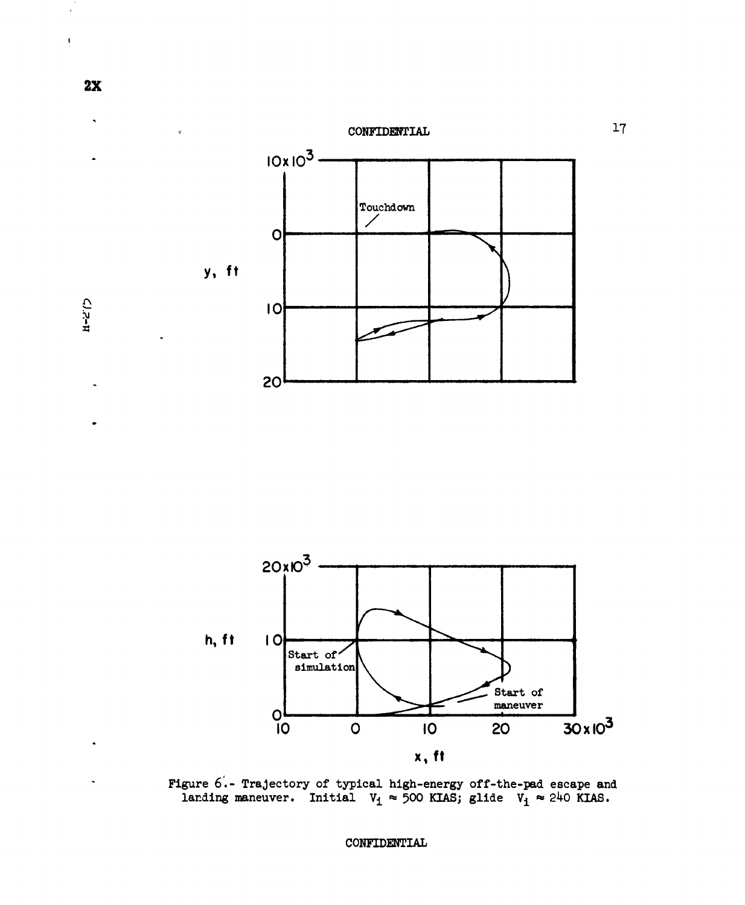Figure 6.- Trajectory of typical high-energy off-the-pad escape and landing maneuver. Initial $V_i \approx 500$ KIAS; glide $V_i \approx 240$ KIAS.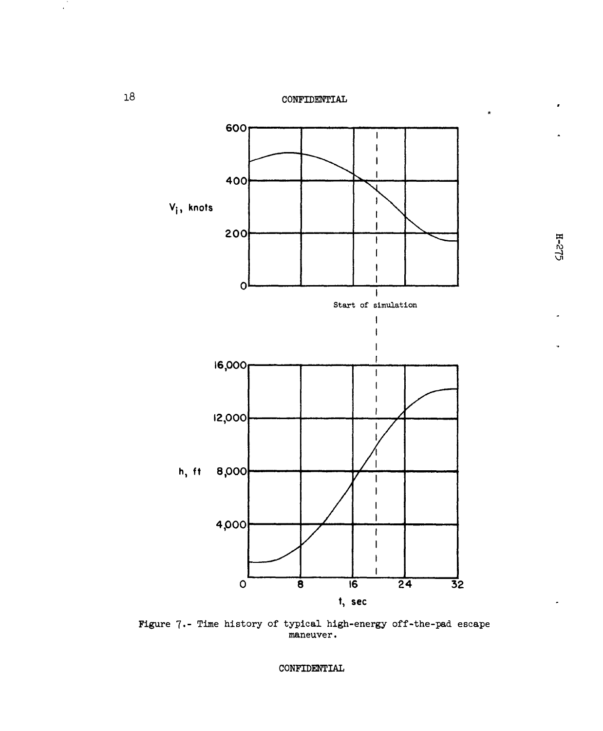CONFIDENTIAL

Figure 7.- Time history of typical high-energy off-the-pad escape maneuver.

CONFIDENTIAL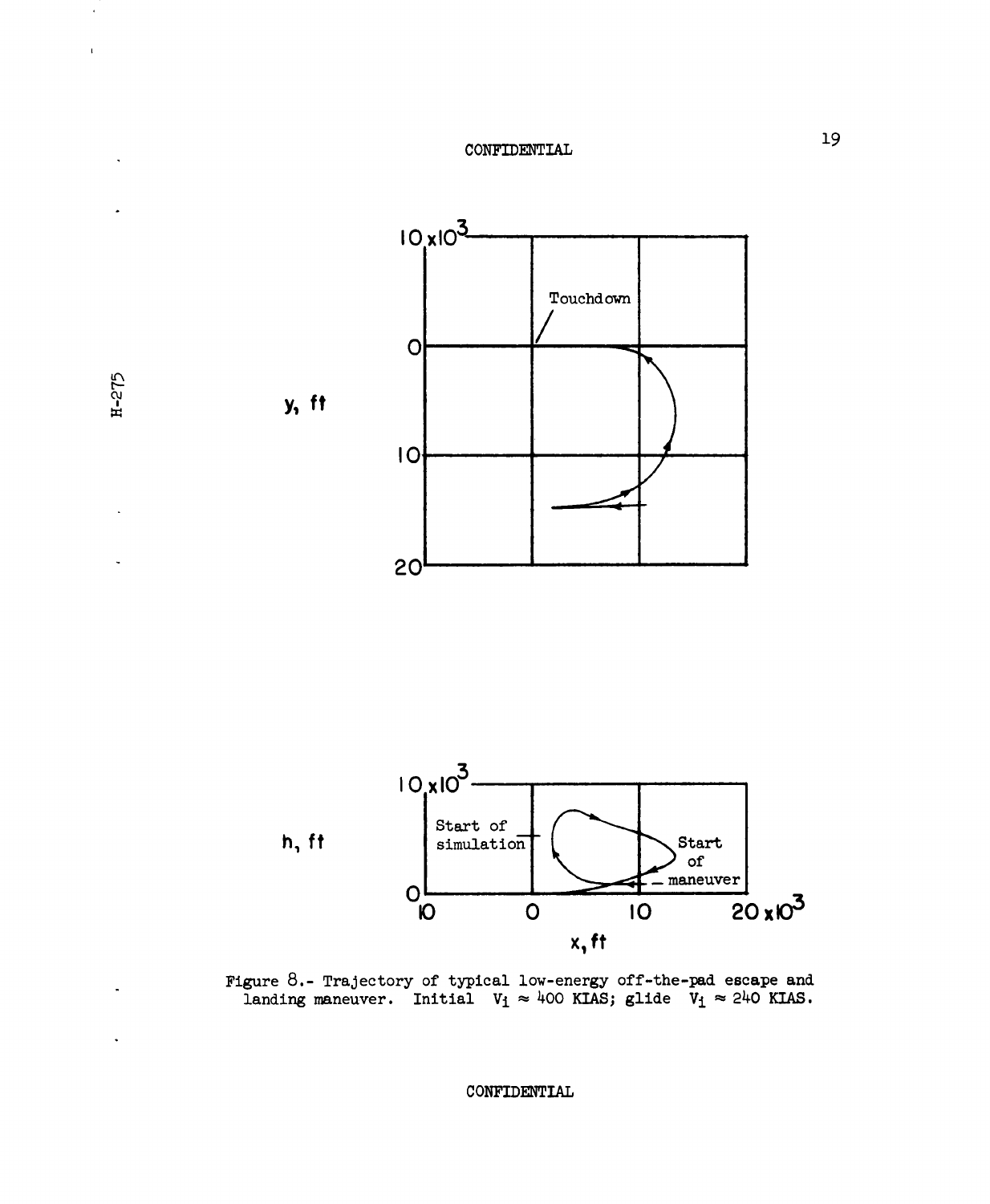Figure 8.- Trajectory of typical low-energy off-the-pad escape and landing maneuver. Initial $V_i \approx 400$ KIAS; glide $V_i \approx 240$ KIAS.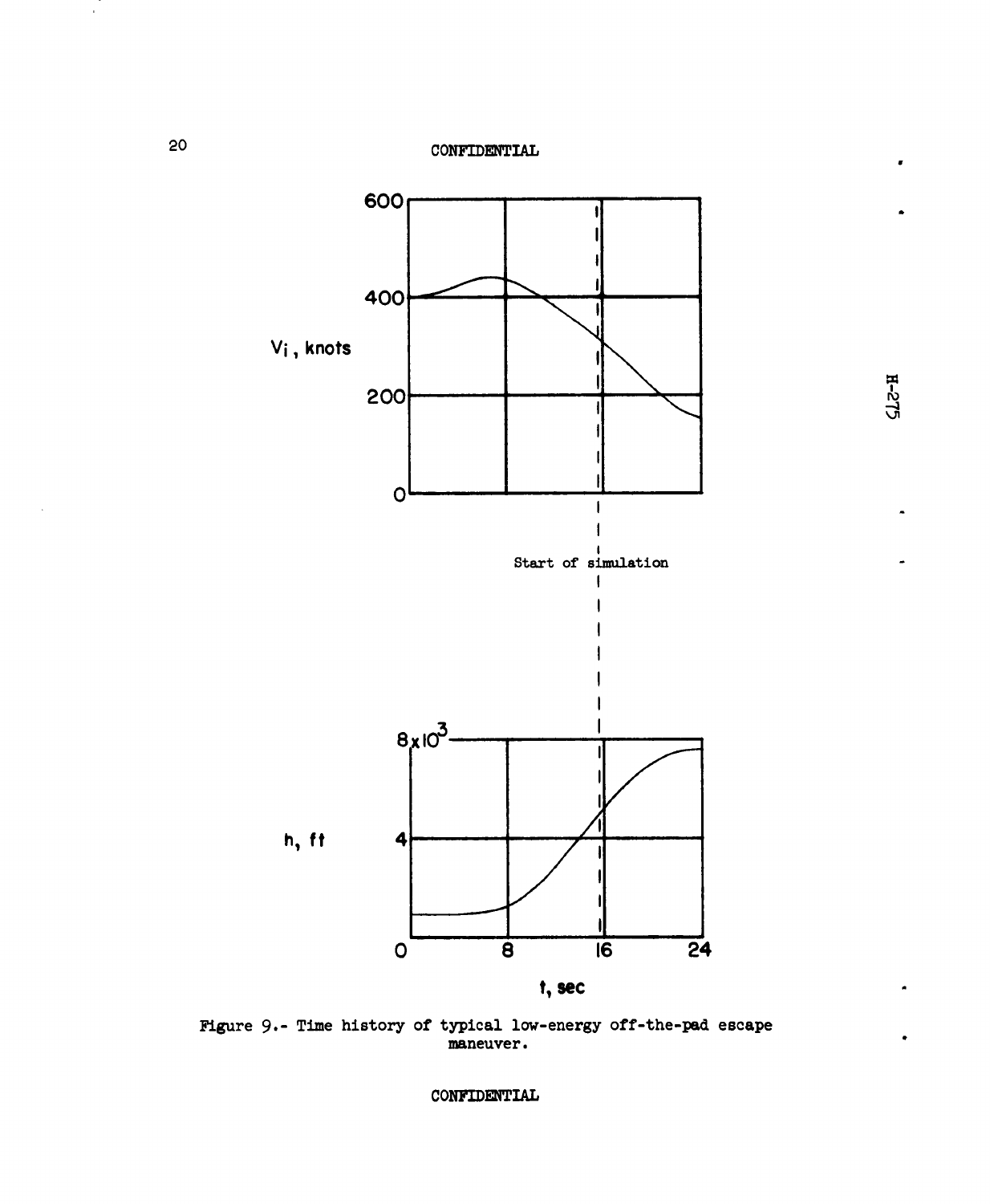CONFIDENTIAL

Figure 9.- Time history of typical low-energy off-the-pad escape maneuver.

CONFIDENTIAL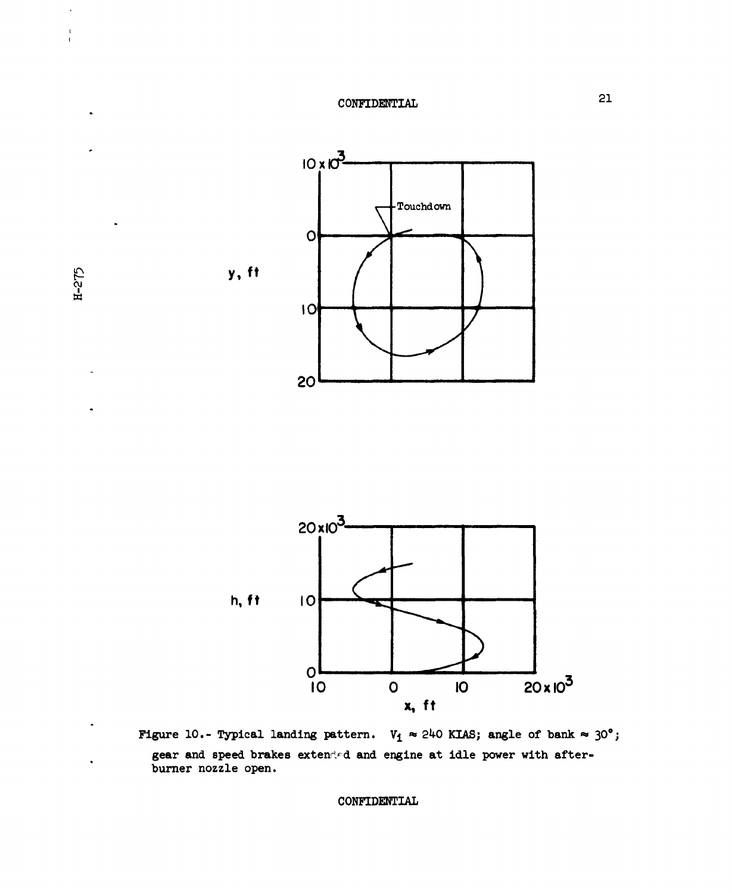Figure 10.- Typical landing pattern. $V_i \approx 240$ KIAS; angle of bank $\approx 30°$; gear and speed brakes extended and engine at idle power with after-burner nozzle open.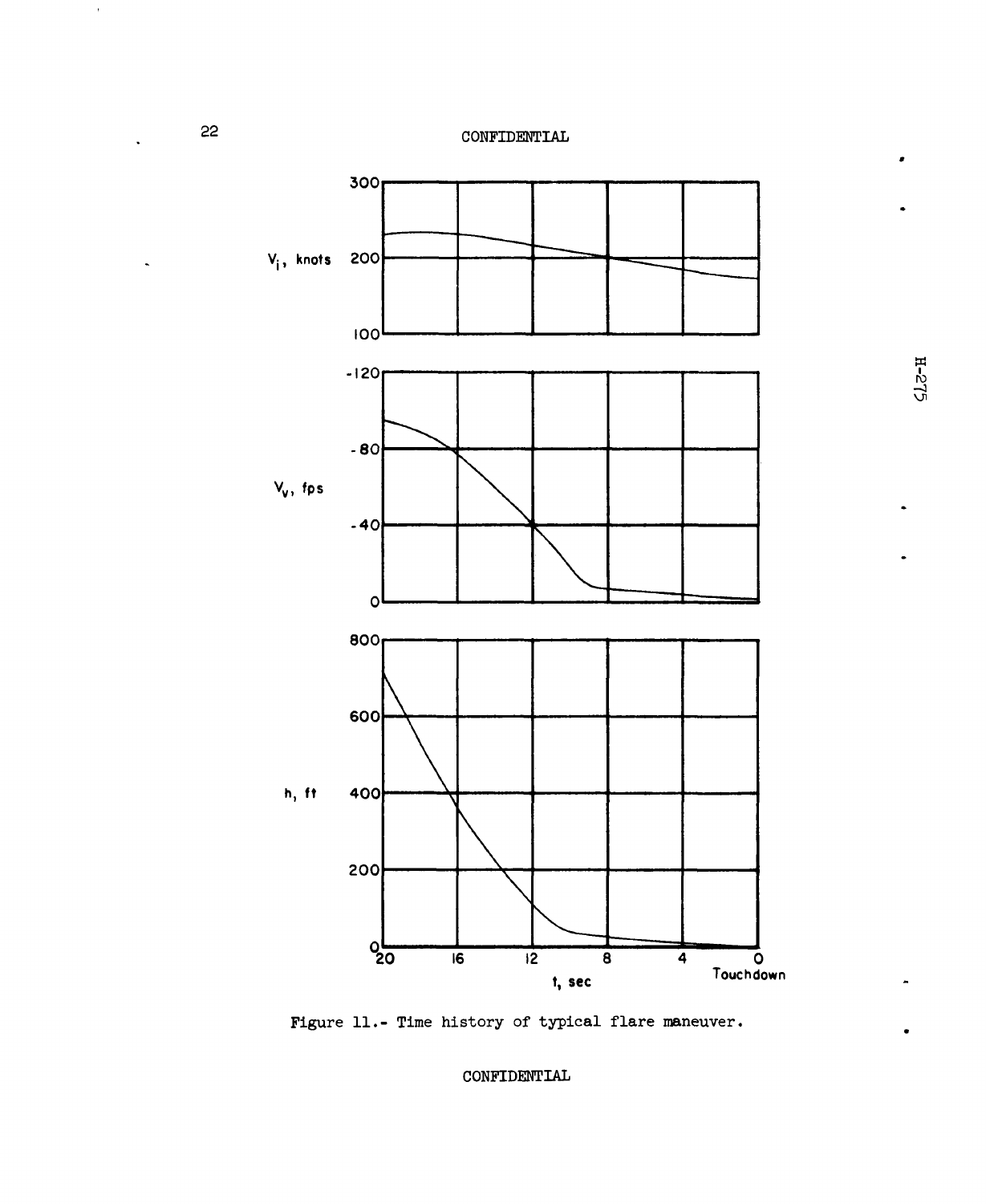Figure 11.- Time history of typical flare maneuver.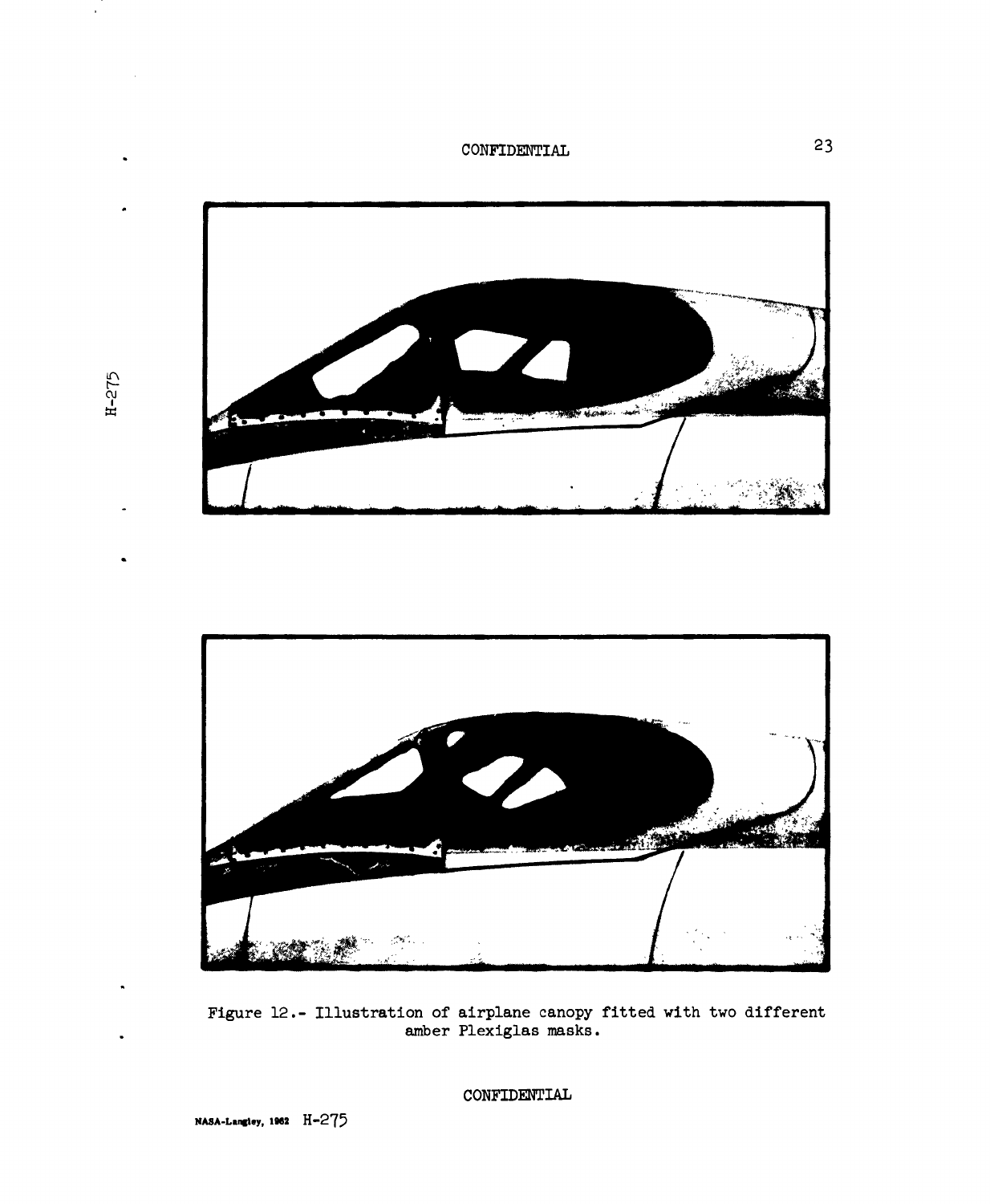Figure 12.- Illustration of airplane canopy fitted with two different amber Plexiglas masks.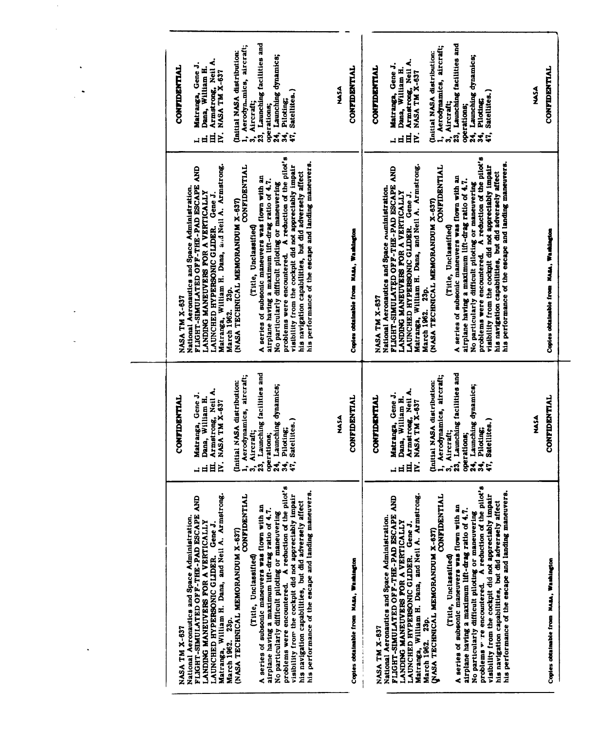NASA TM X-637
National Aeronautics and Space Administration.
FLIGHT-SIMULATED OFF-THE-PAD ESCAPE AND LANDING MANEUVERS FOR A VERTICALLY LAUNCHED HYPERSONIC GLIDER. Gene J. Matranga, William H. Dana, and Neil A. Armstrong. March 1962. 23p.
(NASA TECHNICAL MEMORANDUM X-637)
CONFIDENTIAL

(Title, Unclassified)

A series of subsonic maneuvers was flown with an airplane having a maximum lift-drag ratio of 4.7. No particularly difficult piloting or maneuvering problems were encountered. A reduction of the pilot's visibility from the cockpit did not appreciably impair his navigation capabilities, but did adversely affect his performance of the escape and landing maneuvers.

Copies obtainable from NASA, Washington

CONFIDENTIAL

I. Matranga, Gene J.
II. Dana, William H.
III. Armstrong, Neil A.
IV. NASA TM X-637

(Initial NASA distribution:
1, Aerodynamics, aircraft;
3, Aircraft;
23, Launching facilities and operations;
24, Launching dynamics;
34, Piloting;
47, Satellites.)

NASA

CONFIDENTIAL

---

NASA TM X-637
National Aeronautics and Space Administration.
FLIGHT-SIMULATED OFF-THE-PAD ESCAPE AND LANDING MANEUVERS FOR A VERTICALLY LAUNCHED HYPERSONIC GLIDER. Gene J. Matranga, William H. Dana, and Neil A. Armstrong. March 1962. 23p.
(NASA TECHNICAL MEMORANDUM X-637)
CONFIDENTIAL

(Title, Unclassified)

A series of subsonic maneuvers was flown with an airplane having a maximum lift-drag ratio of 4.7. No particularly difficult piloting or maneuvering problems were encountered. A reduction of the pilot's visibility from the cockpit did not appreciably impair his navigation capabilities, but did adversely affect his performance of the escape and landing maneuvers.

Copies obtainable from NASA, Washington

CONFIDENTIAL

I. Matranga, Gene J.
II. Dana, William H.
III. Armstrong, Neil A.
IV. NASA TM X-637

(Initial NASA distribution:
1, Aerodynamics, aircraft;
3, Aircraft;
23, Launching facilities and operations;
24, Launching dynamics;
34, Piloting;
47, Satellites.)

NASA

CONFIDENTIAL

---

NASA TM X-637
National Aeronautics and Space Administration.
FLIGHT-SIMULATED OFF-THE-PAD ESCAPE AND LANDING MANEUVERS FOR A VERTICALLY LAUNCHED HYPERSONIC GLIDER. Gene J. Matranga, William H. Dana, and Neil A. Armstrong. March 1962. 23p.
(NASA TECHNICAL MEMORANDUM X-637)
CONFIDENTIAL

(Title, Unclassified)

A series of subsonic maneuvers was flown with an airplane having a maximum lift-drag ratio of 4.7. No particularly difficult piloting or maneuvering problems were encountered. A reduction of the pilot's visibility from the cockpit did not appreciably impair his navigation capabilities, but did adversely affect his performance of the escape and landing maneuvers.

Copies obtainable from NASA, Washington

CONFIDENTIAL

I. Matranga, Gene J.
II. Dana, William H.
III. Armstrong, Neil A.
IV. NASA TM X-637

(Initial NASA distribution:
1, Aerodynamics, aircraft;
3, Aircraft;
23, Launching facilities and operations;
24, Launching dynamics;
34, Piloting;
47, Satellites.)

NASA

CONFIDENTIAL

---

NASA TM X-637
National Aeronautics and Space Administration.
FLIGHT-SIMULATED OFF-THE-PAD ESCAPE AND LANDING MANEUVERS FOR A VERTICALLY LAUNCHED HYPERSONIC GLIDER. Gene J. Matranga, William H. Dana, and Neil A. Armstrong. March 1962. 23p.
(NASA TECHNICAL MEMORANDUM X-637)
CONFIDENTIAL

(Title, Unclassified)

A series of subsonic maneuvers was flown with an airplane having a maximum lift-drag ratio of 4.7. No particularly difficult piloting or maneuvering problems were encountered. A reduction of the pilot's visibility from the cockpit did not appreciably impair his navigation capabilities, but did adversely affect his performance of the escape and landing maneuvers.

Copies obtainable from NASA, Washington

CONFIDENTIAL

I. Matranga, Gene J.
II. Dana, William H.
III. Armstrong, Neil A.
IV. NASA TM X-637

(Initial NASA distribution:
1, Aerodynamics, aircraft;
3, Aircraft;
23, Launching facilities and operations;
24, Launching dynamics;
34, Piloting;
47, Satellites.)

NASA

CONFIDENTIAL